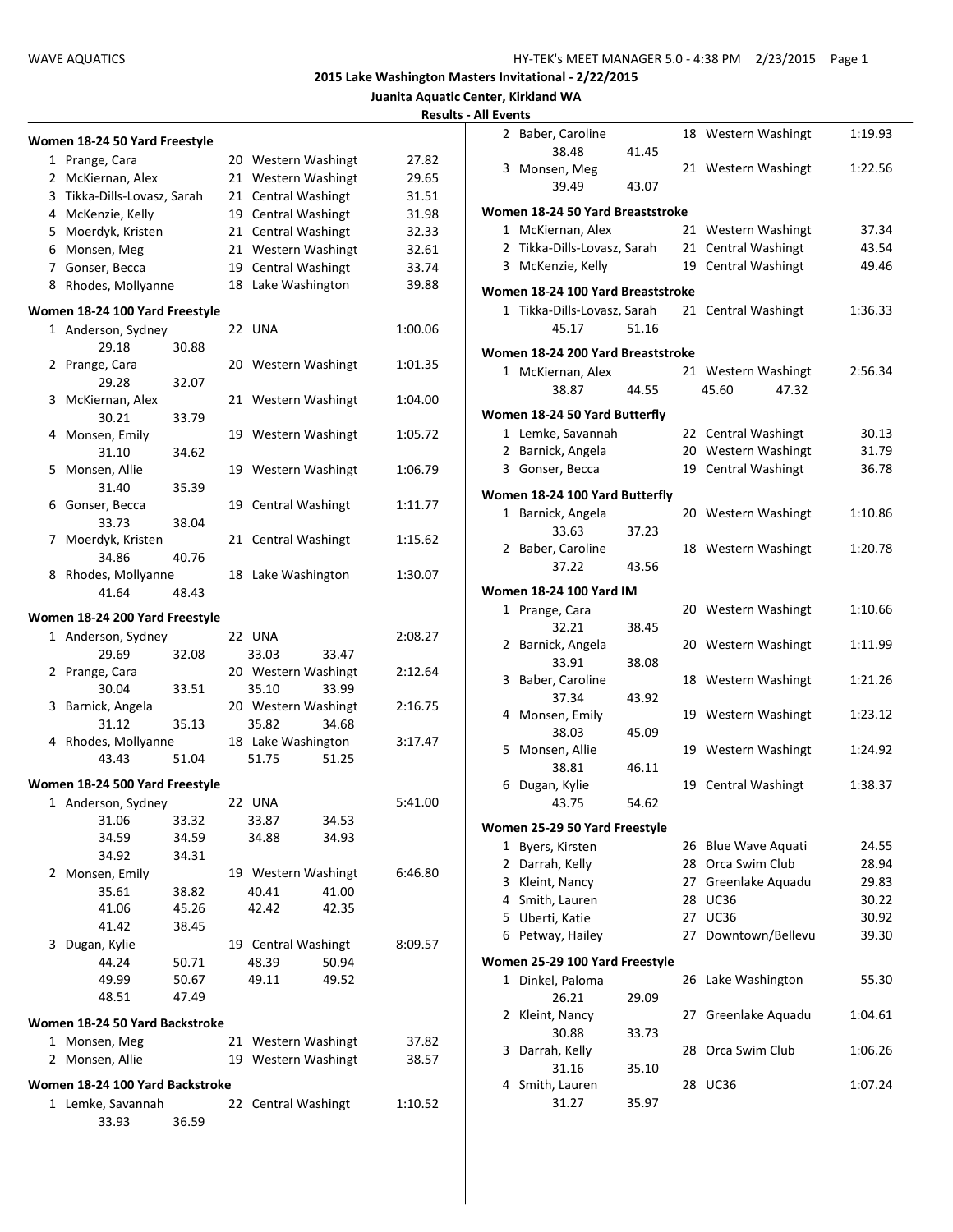**2015 Lake Washington Masters Invitational - 2/22/2015**

**Juanita Aquatic Center, Kirkland WA**

**Results - All Events**

### Women 18-24 50 Yard Freestyle

| Place | Name | Age | Team | Time |
|---|---|---|---|---|
| 1 | Prange, Cara | 20 | Western Washingt | 27.82 |
| 2 | McKiernan, Alex | 21 | Western Washingt | 29.65 |
| 3 | Tikka-Dills-Lovasz, Sarah | 21 | Central Washingt | 31.51 |
| 4 | McKenzie, Kelly | 19 | Central Washingt | 31.98 |
| 5 | Moerdyk, Kristen | 21 | Central Washingt | 32.33 |
| 6 | Monsen, Meg | 21 | Western Washingt | 32.61 |
| 7 | Gonser, Becca | 19 | Central Washingt | 33.74 |
| 8 | Rhodes, Mollyanne | 18 | Lake Washington | 39.88 |

### Women 18-24 100 Yard Freestyle

| Place | Name | Age | Team | Time | Splits |
|---|---|---|---|---|---|
| 1 | Anderson, Sydney | 22 | UNA | 1:00.06 | 29.18, 30.88 |
| 2 | Prange, Cara | 20 | Western Washingt | 1:01.35 | 29.28, 32.07 |
| 3 | McKiernan, Alex | 21 | Western Washingt | 1:04.00 | 30.21, 33.79 |
| 4 | Monsen, Emily | 19 | Western Washingt | 1:05.72 | 31.10, 34.62 |
| 5 | Monsen, Allie | 19 | Western Washingt | 1:06.79 | 31.40, 35.39 |
| 6 | Gonser, Becca | 19 | Central Washingt | 1:11.77 | 33.73, 38.04 |
| 7 | Moerdyk, Kristen | 21 | Central Washingt | 1:15.62 | 34.86, 40.76 |
| 8 | Rhodes, Mollyanne | 18 | Lake Washington | 1:30.07 | 41.64, 48.43 |

### Women 18-24 200 Yard Freestyle

| Place | Name | Age | Team | Time | Splits |
|---|---|---|---|---|---|
| 1 | Anderson, Sydney | 22 | UNA | 2:08.27 | 29.69, 32.08, 33.03, 33.47 |
| 2 | Prange, Cara | 20 | Western Washingt | 2:12.64 | 30.04, 33.51, 35.10, 33.99 |
| 3 | Barnick, Angela | 20 | Western Washingt | 2:16.75 | 31.12, 35.13, 35.82, 34.68 |
| 4 | Rhodes, Mollyanne | 18 | Lake Washington | 3:17.47 | 43.43, 51.04, 51.75, 51.25 |

### Women 18-24 500 Yard Freestyle

| Place | Name | Age | Team | Time | Splits |
|---|---|---|---|---|---|
| 1 | Anderson, Sydney | 22 | UNA | 5:41.00 | 31.06, 33.32, 33.87, 34.53, 34.59, 34.59, 34.88, 34.93, 34.92, 34.31 |
| 2 | Monsen, Emily | 19 | Western Washingt | 6:46.80 | 35.61, 38.82, 40.41, 41.00, 41.06, 45.26, 42.42, 42.35, 41.42, 38.45 |
| 3 | Dugan, Kylie | 19 | Central Washingt | 8:09.57 | 44.24, 50.71, 48.39, 50.94, 49.99, 50.67, 49.11, 49.52, 48.51, 47.49 |

### Women 18-24 50 Yard Backstroke

| Place | Name | Age | Team | Time |
|---|---|---|---|---|
| 1 | Monsen, Meg | 21 | Western Washingt | 37.82 |
| 2 | Monsen, Allie | 19 | Western Washingt | 38.57 |

### Women 18-24 100 Yard Backstroke

| Place | Name | Age | Team | Time | Splits |
|---|---|---|---|---|---|
| 1 | Lemke, Savannah | 22 | Central Washingt | 1:10.52 | 33.93, 36.59 |
| 2 | Baber, Caroline | 18 | Western Washingt | 1:19.93 | 38.48, 41.45 |
| 3 | Monsen, Meg | 21 | Western Washingt | 1:22.56 | 39.49, 43.07 |

### Women 18-24 50 Yard Breaststroke

| Place | Name | Age | Team | Time |
|---|---|---|---|---|
| 1 | McKiernan, Alex | 21 | Western Washingt | 37.34 |
| 2 | Tikka-Dills-Lovasz, Sarah | 21 | Central Washingt | 43.54 |
| 3 | McKenzie, Kelly | 19 | Central Washingt | 49.46 |

### Women 18-24 100 Yard Breaststroke

| Place | Name | Age | Team | Time | Splits |
|---|---|---|---|---|---|
| 1 | Tikka-Dills-Lovasz, Sarah | 21 | Central Washingt | 1:36.33 | 45.17, 51.16 |

### Women 18-24 200 Yard Breaststroke

| Place | Name | Age | Team | Time | Splits |
|---|---|---|---|---|---|
| 1 | McKiernan, Alex | 21 | Western Washingt | 2:56.34 | 38.87, 44.55, 45.60, 47.32 |

### Women 18-24 50 Yard Butterfly

| Place | Name | Age | Team | Time |
|---|---|---|---|---|
| 1 | Lemke, Savannah | 22 | Central Washingt | 30.13 |
| 2 | Barnick, Angela | 20 | Western Washingt | 31.79 |
| 3 | Gonser, Becca | 19 | Central Washingt | 36.78 |

### Women 18-24 100 Yard Butterfly

| Place | Name | Age | Team | Time | Splits |
|---|---|---|---|---|---|
| 1 | Barnick, Angela | 20 | Western Washingt | 1:10.86 | 33.63, 37.23 |
| 2 | Baber, Caroline | 18 | Western Washingt | 1:20.78 | 37.22, 43.56 |

### Women 18-24 100 Yard IM

| Place | Name | Age | Team | Time | Splits |
|---|---|---|---|---|---|
| 1 | Prange, Cara | 20 | Western Washingt | 1:10.66 | 32.21, 38.45 |
| 2 | Barnick, Angela | 20 | Western Washingt | 1:11.99 | 33.91, 38.08 |
| 3 | Baber, Caroline | 18 | Western Washingt | 1:21.26 | 37.34, 43.92 |
| 4 | Monsen, Emily | 19 | Western Washingt | 1:23.12 | 38.03, 45.09 |
| 5 | Monsen, Allie | 19 | Western Washingt | 1:24.92 | 38.81, 46.11 |
| 6 | Dugan, Kylie | 19 | Central Washingt | 1:38.37 | 43.75, 54.62 |

### Women 25-29 50 Yard Freestyle

| Place | Name | Age | Team | Time |
|---|---|---|---|---|
| 1 | Byers, Kirsten | 26 | Blue Wave Aquati | 24.55 |
| 2 | Darrah, Kelly | 28 | Orca Swim Club | 28.94 |
| 3 | Kleint, Nancy | 27 | Greenlake Aquadu | 29.83 |
| 4 | Smith, Lauren | 28 | UC36 | 30.22 |
| 5 | Uberti, Katie | 27 | UC36 | 30.92 |
| 6 | Petway, Hailey | 27 | Downtown/Bellevu | 39.30 |

### Women 25-29 100 Yard Freestyle

| Place | Name | Age | Team | Time | Splits |
|---|---|---|---|---|---|
| 1 | Dinkel, Paloma | 26 | Lake Washington | 55.30 | 26.21, 29.09 |
| 2 | Kleint, Nancy | 27 | Greenlake Aquadu | 1:04.61 | 30.88, 33.73 |
| 3 | Darrah, Kelly | 28 | Orca Swim Club | 1:06.26 | 31.16, 35.10 |
| 4 | Smith, Lauren | 28 | UC36 | 1:07.24 | 31.27, 35.97 |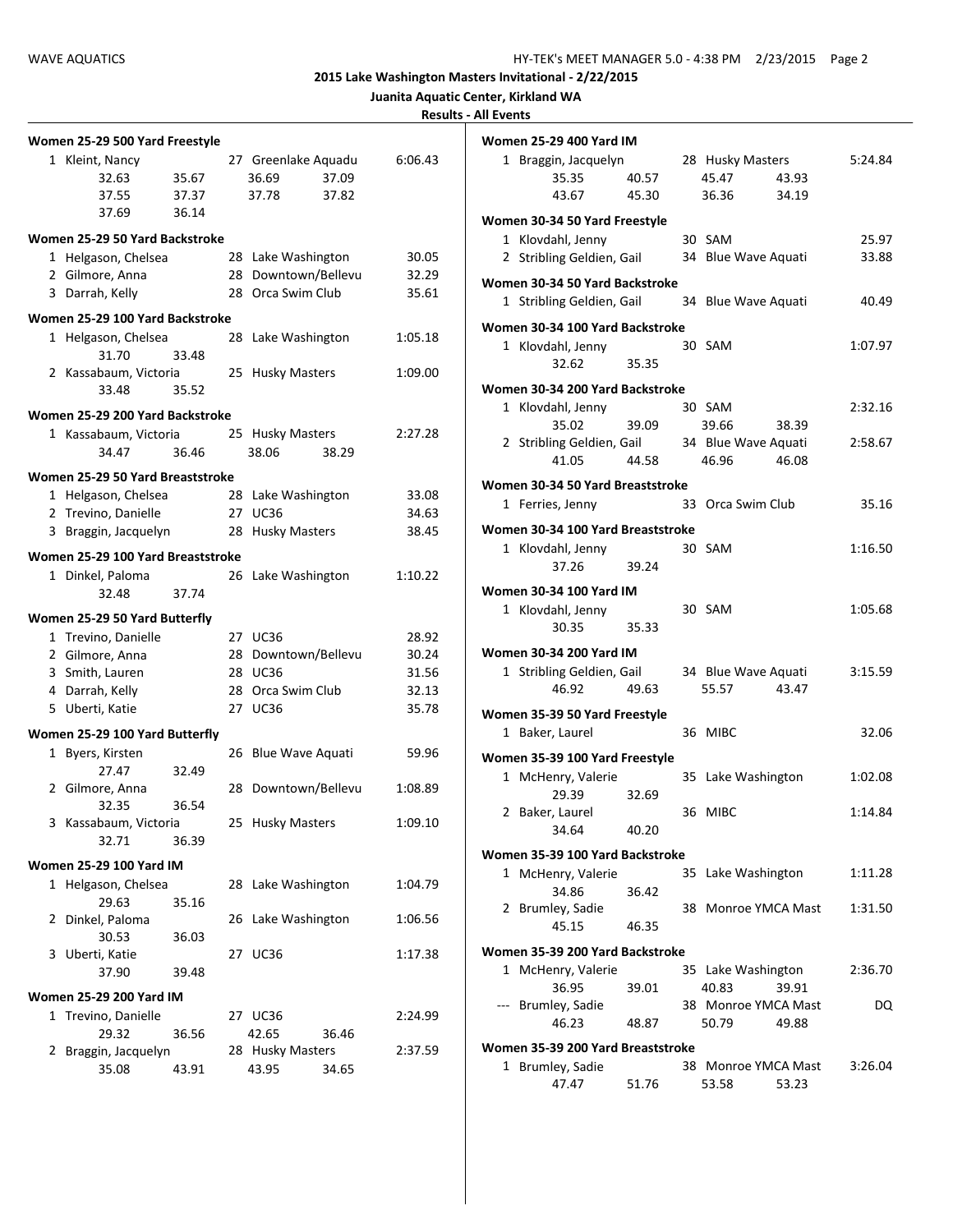## 2015 Lake Washington Masters Invitational - 2/22/2015

**Juanita Aquatic Center, Kirkland WA**

**Results - All Events**

**Women 25-29 500 Yard Freestyle**

| Place | Name | Age | Team | Time |
|---|---|---|---|---|
| 1 | Kleint, Nancy | 27 | Greenlake Aquadu | 6:06.43 |
| | 32.63 / 35.67 / 36.69 / 37.09 / 37.55 / 37.37 / 37.78 / 37.82 / 37.69 / 36.14 | | | |

**Women 25-29 50 Yard Backstroke**

| Place | Name | Age | Team | Time |
|---|---|---|---|---|
| 1 | Helgason, Chelsea | 28 | Lake Washington | 30.05 |
| 2 | Gilmore, Anna | 28 | Downtown/Bellevu | 32.29 |
| 3 | Darrah, Kelly | 28 | Orca Swim Club | 35.61 |

**Women 25-29 100 Yard Backstroke**

| Place | Name | Age | Team | Time |
|---|---|---|---|---|
| 1 | Helgason, Chelsea | 28 | Lake Washington | 1:05.18 |
| | 31.70 / 33.48 | | | |
| 2 | Kassabaum, Victoria | 25 | Husky Masters | 1:09.00 |
| | 33.48 / 35.52 | | | |

**Women 25-29 200 Yard Backstroke**

| Place | Name | Age | Team | Time |
|---|---|---|---|---|
| 1 | Kassabaum, Victoria | 25 | Husky Masters | 2:27.28 |
| | 34.47 / 36.46 / 38.06 / 38.29 | | | |

**Women 25-29 50 Yard Breaststroke**

| Place | Name | Age | Team | Time |
|---|---|---|---|---|
| 1 | Helgason, Chelsea | 28 | Lake Washington | 33.08 |
| 2 | Trevino, Danielle | 27 | UC36 | 34.63 |
| 3 | Braggin, Jacquelyn | 28 | Husky Masters | 38.45 |

**Women 25-29 100 Yard Breaststroke**

| Place | Name | Age | Team | Time |
|---|---|---|---|---|
| 1 | Dinkel, Paloma | 26 | Lake Washington | 1:10.22 |
| | 32.48 / 37.74 | | | |

**Women 25-29 50 Yard Butterfly**

| Place | Name | Age | Team | Time |
|---|---|---|---|---|
| 1 | Trevino, Danielle | 27 | UC36 | 28.92 |
| 2 | Gilmore, Anna | 28 | Downtown/Bellevu | 30.24 |
| 3 | Smith, Lauren | 28 | UC36 | 31.56 |
| 4 | Darrah, Kelly | 28 | Orca Swim Club | 32.13 |
| 5 | Uberti, Katie | 27 | UC36 | 35.78 |

**Women 25-29 100 Yard Butterfly**

| Place | Name | Age | Team | Time |
|---|---|---|---|---|
| 1 | Byers, Kirsten | 26 | Blue Wave Aquati | 59.96 |
| | 27.47 / 32.49 | | | |
| 2 | Gilmore, Anna | 28 | Downtown/Bellevu | 1:08.89 |
| | 32.35 / 36.54 | | | |
| 3 | Kassabaum, Victoria | 25 | Husky Masters | 1:09.10 |
| | 32.71 / 36.39 | | | |

**Women 25-29 100 Yard IM**

| Place | Name | Age | Team | Time |
|---|---|---|---|---|
| 1 | Helgason, Chelsea | 28 | Lake Washington | 1:04.79 |
| | 29.63 / 35.16 | | | |
| 2 | Dinkel, Paloma | 26 | Lake Washington | 1:06.56 |
| | 30.53 / 36.03 | | | |
| 3 | Uberti, Katie | 27 | UC36 | 1:17.38 |
| | 37.90 / 39.48 | | | |

**Women 25-29 200 Yard IM**

| Place | Name | Age | Team | Time |
|---|---|---|---|---|
| 1 | Trevino, Danielle | 27 | UC36 | 2:24.99 |
| | 29.32 / 36.56 / 42.65 / 36.46 | | | |
| 2 | Braggin, Jacquelyn | 28 | Husky Masters | 2:37.59 |
| | 35.08 / 43.91 / 43.95 / 34.65 | | | |

**Women 25-29 400 Yard IM**

| Place | Name | Age | Team | Time |
|---|---|---|---|---|
| 1 | Braggin, Jacquelyn | 28 | Husky Masters | 5:24.84 |
| | 35.35 / 40.57 / 45.47 / 43.93 / 43.67 / 45.30 / 36.36 / 34.19 | | | |

**Women 30-34 50 Yard Freestyle**

| Place | Name | Age | Team | Time |
|---|---|---|---|---|
| 1 | Klovdahl, Jenny | 30 | SAM | 25.97 |
| 2 | Stribling Geldien, Gail | 34 | Blue Wave Aquati | 33.88 |

**Women 30-34 50 Yard Backstroke**

| Place | Name | Age | Team | Time |
|---|---|---|---|---|
| 1 | Stribling Geldien, Gail | 34 | Blue Wave Aquati | 40.49 |

**Women 30-34 100 Yard Backstroke**

| Place | Name | Age | Team | Time |
|---|---|---|---|---|
| 1 | Klovdahl, Jenny | 30 | SAM | 1:07.97 |
| | 32.62 / 35.35 | | | |

**Women 30-34 200 Yard Backstroke**

| Place | Name | Age | Team | Time |
|---|---|---|---|---|
| 1 | Klovdahl, Jenny | 30 | SAM | 2:32.16 |
| | 35.02 / 39.09 / 39.66 / 38.39 | | | |
| 2 | Stribling Geldien, Gail | 34 | Blue Wave Aquati | 2:58.67 |
| | 41.05 / 44.58 / 46.96 / 46.08 | | | |

**Women 30-34 50 Yard Breaststroke**

| Place | Name | Age | Team | Time |
|---|---|---|---|---|
| 1 | Ferries, Jenny | 33 | Orca Swim Club | 35.16 |

**Women 30-34 100 Yard Breaststroke**

| Place | Name | Age | Team | Time |
|---|---|---|---|---|
| 1 | Klovdahl, Jenny | 30 | SAM | 1:16.50 |
| | 37.26 / 39.24 | | | |

**Women 30-34 100 Yard IM**

| Place | Name | Age | Team | Time |
|---|---|---|---|---|
| 1 | Klovdahl, Jenny | 30 | SAM | 1:05.68 |
| | 30.35 / 35.33 | | | |

**Women 30-34 200 Yard IM**

| Place | Name | Age | Team | Time |
|---|---|---|---|---|
| 1 | Stribling Geldien, Gail | 34 | Blue Wave Aquati | 3:15.59 |
| | 46.92 / 49.63 / 55.57 / 43.47 | | | |

**Women 35-39 50 Yard Freestyle**

| Place | Name | Age | Team | Time |
|---|---|---|---|---|
| 1 | Baker, Laurel | 36 | MIBC | 32.06 |

**Women 35-39 100 Yard Freestyle**

| Place | Name | Age | Team | Time |
|---|---|---|---|---|
| 1 | McHenry, Valerie | 35 | Lake Washington | 1:02.08 |
| | 29.39 / 32.69 | | | |
| 2 | Baker, Laurel | 36 | MIBC | 1:14.84 |
| | 34.64 / 40.20 | | | |

**Women 35-39 100 Yard Backstroke**

| Place | Name | Age | Team | Time |
|---|---|---|---|---|
| 1 | McHenry, Valerie | 35 | Lake Washington | 1:11.28 |
| | 34.86 / 36.42 | | | |
| 2 | Brumley, Sadie | 38 | Monroe YMCA Mast | 1:31.50 |
| | 45.15 / 46.35 | | | |

**Women 35-39 200 Yard Backstroke**

| Place | Name | Age | Team | Time |
|---|---|---|---|---|
| 1 | McHenry, Valerie | 35 | Lake Washington | 2:36.70 |
| | 36.95 / 39.01 / 40.83 / 39.91 | | | |
| --- | Brumley, Sadie | 38 | Monroe YMCA Mast | DQ |
| | 46.23 / 48.87 / 50.79 / 49.88 | | | |

**Women 35-39 200 Yard Breaststroke**

| Place | Name | Age | Team | Time |
|---|---|---|---|---|
| 1 | Brumley, Sadie | 38 | Monroe YMCA Mast | 3:26.04 |
| | 47.47 / 51.76 / 53.58 / 53.23 | | | |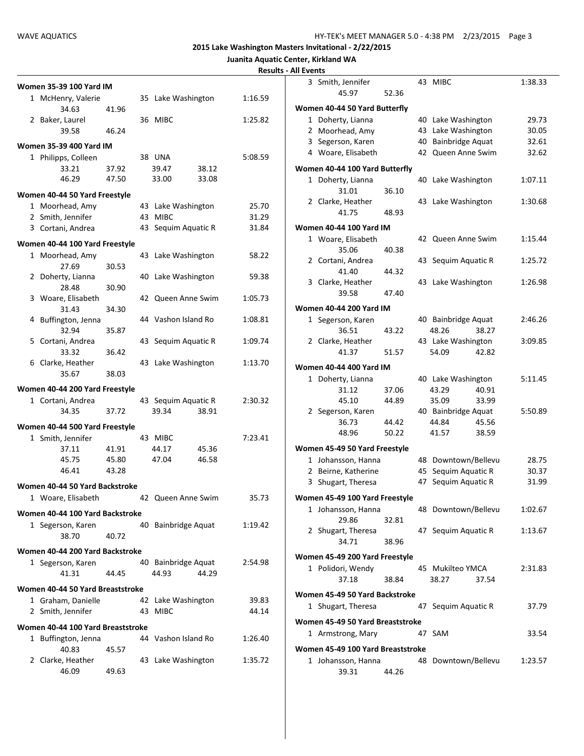## 2015 Lake Washington Masters Invitational - 2/22/2015

### Juanita Aquatic Center, Kirkland WA

### Results - All Events

**Women 35-39 100 Yard IM**

| Place | Name | Age | Team | Time |
|---|---|---|---|---|
| 1 | McHenry, Valerie | 35 | Lake Washington | 1:16.59 |
| | 34.63 41.96 | | | |
| 2 | Baker, Laurel | 36 | MIBC | 1:25.82 |
| | 39.58 46.24 | | | |

**Women 35-39 400 Yard IM**

| Place | Name | Age | Team | Time |
|---|---|---|---|---|
| 1 | Philipps, Colleen | 38 | UNA | 5:08.59 |
| | 33.21 37.92 39.47 38.12 | | | |
| | 46.29 47.50 33.00 33.08 | | | |

**Women 40-44 50 Yard Freestyle**

| Place | Name | Age | Team | Time |
|---|---|---|---|---|
| 1 | Moorhead, Amy | 43 | Lake Washington | 25.70 |
| 2 | Smith, Jennifer | 43 | MIBC | 31.29 |
| 3 | Cortani, Andrea | 43 | Sequim Aquatic R | 31.84 |

**Women 40-44 100 Yard Freestyle**

| Place | Name | Age | Team | Time |
|---|---|---|---|---|
| 1 | Moorhead, Amy | 43 | Lake Washington | 58.22 |
| | 27.69 30.53 | | | |
| 2 | Doherty, Lianna | 40 | Lake Washington | 59.38 |
| | 28.48 30.90 | | | |
| 3 | Woare, Elisabeth | 42 | Queen Anne Swim | 1:05.73 |
| | 31.43 34.30 | | | |
| 4 | Buffington, Jenna | 44 | Vashon Island Ro | 1:08.81 |
| | 32.94 35.87 | | | |
| 5 | Cortani, Andrea | 43 | Sequim Aquatic R | 1:09.74 |
| | 33.32 36.42 | | | |
| 6 | Clarke, Heather | 43 | Lake Washington | 1:13.70 |
| | 35.67 38.03 | | | |

**Women 40-44 200 Yard Freestyle**

| Place | Name | Age | Team | Time |
|---|---|---|---|---|
| 1 | Cortani, Andrea | 43 | Sequim Aquatic R | 2:30.32 |
| | 34.35 37.72 39.34 38.91 | | | |

**Women 40-44 500 Yard Freestyle**

| Place | Name | Age | Team | Time |
|---|---|---|---|---|
| 1 | Smith, Jennifer | 43 | MIBC | 7:23.41 |
| | 37.11 41.91 44.17 45.36 | | | |
| | 45.75 45.80 47.04 46.58 | | | |
| | 46.41 43.28 | | | |

**Women 40-44 50 Yard Backstroke**

| Place | Name | Age | Team | Time |
|---|---|---|---|---|
| 1 | Woare, Elisabeth | 42 | Queen Anne Swim | 35.73 |

**Women 40-44 100 Yard Backstroke**

| Place | Name | Age | Team | Time |
|---|---|---|---|---|
| 1 | Segerson, Karen | 40 | Bainbridge Aquat | 1:19.42 |
| | 38.70 40.72 | | | |

**Women 40-44 200 Yard Backstroke**

| Place | Name | Age | Team | Time |
|---|---|---|---|---|
| 1 | Segerson, Karen | 40 | Bainbridge Aquat | 2:54.98 |
| | 41.31 44.45 44.93 44.29 | | | |

**Women 40-44 50 Yard Breaststroke**

| Place | Name | Age | Team | Time |
|---|---|---|---|---|
| 1 | Graham, Danielle | 42 | Lake Washington | 39.83 |
| 2 | Smith, Jennifer | 43 | MIBC | 44.14 |

**Women 40-44 100 Yard Breaststroke**

| Place | Name | Age | Team | Time |
|---|---|---|---|---|
| 1 | Buffington, Jenna | 44 | Vashon Island Ro | 1:26.40 |
| | 40.83 45.57 | | | |
| 2 | Clarke, Heather | 43 | Lake Washington | 1:35.72 |
| | 46.09 49.63 | | | |
| 3 | Smith, Jennifer | 43 | MIBC | 1:38.33 |
| | 45.97 52.36 | | | |

**Women 40-44 50 Yard Butterfly**

| Place | Name | Age | Team | Time |
|---|---|---|---|---|
| 1 | Doherty, Lianna | 40 | Lake Washington | 29.73 |
| 2 | Moorhead, Amy | 43 | Lake Washington | 30.05 |
| 3 | Segerson, Karen | 40 | Bainbridge Aquat | 32.61 |
| 4 | Woare, Elisabeth | 42 | Queen Anne Swim | 32.62 |

**Women 40-44 100 Yard Butterfly**

| Place | Name | Age | Team | Time |
|---|---|---|---|---|
| 1 | Doherty, Lianna | 40 | Lake Washington | 1:07.11 |
| | 31.01 36.10 | | | |
| 2 | Clarke, Heather | 43 | Lake Washington | 1:30.68 |
| | 41.75 48.93 | | | |

**Women 40-44 100 Yard IM**

| Place | Name | Age | Team | Time |
|---|---|---|---|---|
| 1 | Woare, Elisabeth | 42 | Queen Anne Swim | 1:15.44 |
| | 35.06 40.38 | | | |
| 2 | Cortani, Andrea | 43 | Sequim Aquatic R | 1:25.72 |
| | 41.40 44.32 | | | |
| 3 | Clarke, Heather | 43 | Lake Washington | 1:26.98 |
| | 39.58 47.40 | | | |

**Women 40-44 200 Yard IM**

| Place | Name | Age | Team | Time |
|---|---|---|---|---|
| 1 | Segerson, Karen | 40 | Bainbridge Aquat | 2:46.26 |
| | 36.51 43.22 48.26 38.27 | | | |
| 2 | Clarke, Heather | 43 | Lake Washington | 3:09.85 |
| | 41.37 51.57 54.09 42.82 | | | |

**Women 40-44 400 Yard IM**

| Place | Name | Age | Team | Time |
|---|---|---|---|---|
| 1 | Doherty, Lianna | 40 | Lake Washington | 5:11.45 |
| | 31.12 37.06 43.29 40.91 | | | |
| | 45.10 44.89 35.09 33.99 | | | |
| 2 | Segerson, Karen | 40 | Bainbridge Aquat | 5:50.89 |
| | 36.73 44.42 44.84 45.56 | | | |
| | 48.96 50.22 41.57 38.59 | | | |

**Women 45-49 50 Yard Freestyle**

| Place | Name | Age | Team | Time |
|---|---|---|---|---|
| 1 | Johansson, Hanna | 48 | Downtown/Bellevu | 28.75 |
| 2 | Beirne, Katherine | 45 | Sequim Aquatic R | 30.37 |
| 3 | Shugart, Theresa | 47 | Sequim Aquatic R | 31.99 |

**Women 45-49 100 Yard Freestyle**

| Place | Name | Age | Team | Time |
|---|---|---|---|---|
| 1 | Johansson, Hanna | 48 | Downtown/Bellevu | 1:02.67 |
| | 29.86 32.81 | | | |
| 2 | Shugart, Theresa | 47 | Sequim Aquatic R | 1:13.67 |
| | 34.71 38.96 | | | |

**Women 45-49 200 Yard Freestyle**

| Place | Name | Age | Team | Time |
|---|---|---|---|---|
| 1 | Polidori, Wendy | 45 | Mukilteo YMCA | 2:31.83 |
| | 37.18 38.84 38.27 37.54 | | | |

**Women 45-49 50 Yard Backstroke**

| Place | Name | Age | Team | Time |
|---|---|---|---|---|
| 1 | Shugart, Theresa | 47 | Sequim Aquatic R | 37.79 |

**Women 45-49 50 Yard Breaststroke**

| Place | Name | Age | Team | Time |
|---|---|---|---|---|
| 1 | Armstrong, Mary | 47 | SAM | 33.54 |

**Women 45-49 100 Yard Breaststroke**

| Place | Name | Age | Team | Time |
|---|---|---|---|---|
| 1 | Johansson, Hanna | 48 | Downtown/Bellevu | 1:23.57 |
| | 39.31 44.26 | | | |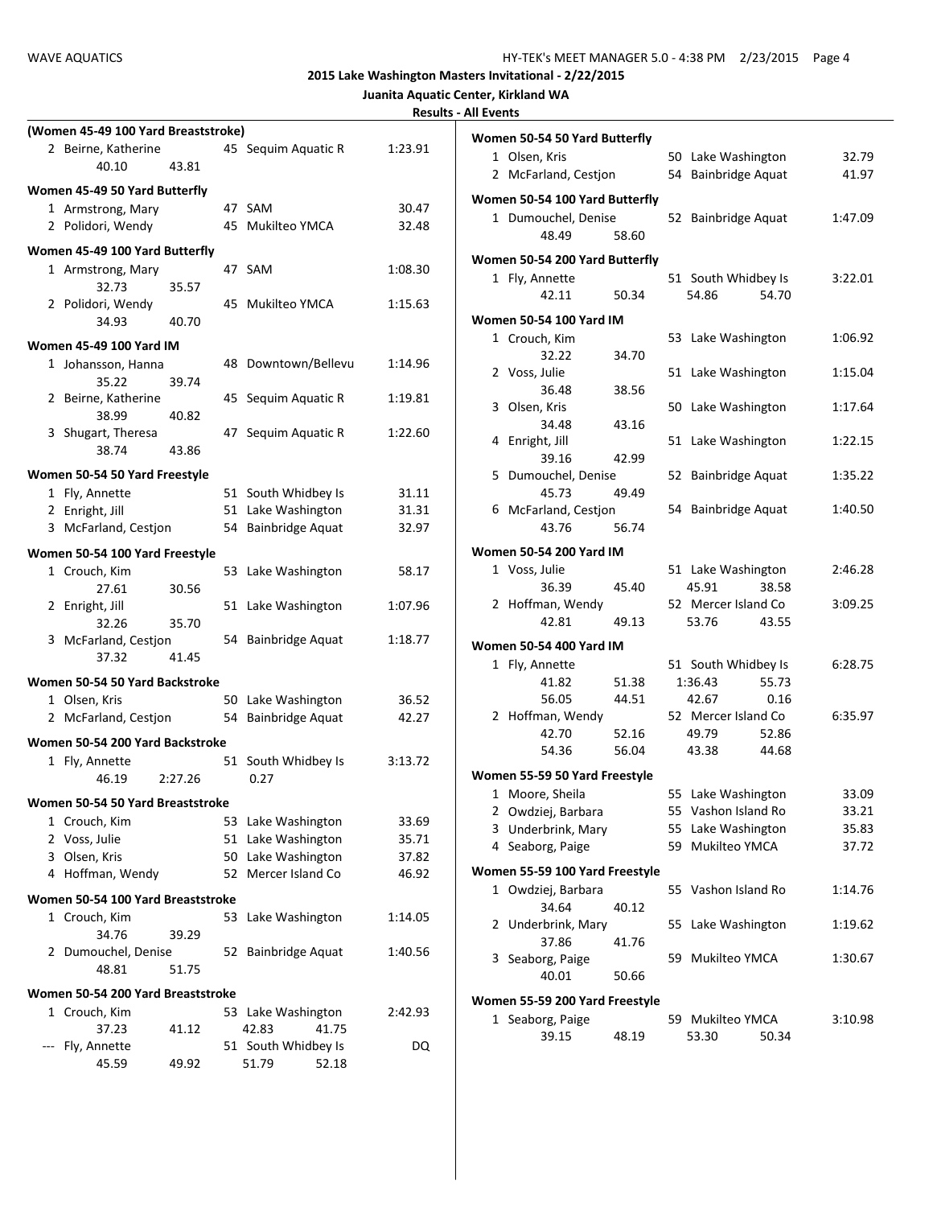**2015 Lake Washington Masters Invitational - 2/22/2015**

**Juanita Aquatic Center, Kirkland WA**

**Results - All Events**

**(Women 45-49 100 Yard Breaststroke)**

| Place | Name | Age | Team | Time |
|---|---|---|---|---|
| 2 | Beirne, Katherine | 45 | Sequim Aquatic R | 1:23.91 |
| | 40.10 43.81 | | | |

**Women 45-49 50 Yard Butterfly**

| Place | Name | Age | Team | Time |
|---|---|---|---|---|
| 1 | Armstrong, Mary | 47 | SAM | 30.47 |
| 2 | Polidori, Wendy | 45 | Mukilteo YMCA | 32.48 |

**Women 45-49 100 Yard Butterfly**

| Place | Name | Age | Team | Time |
|---|---|---|---|---|
| 1 | Armstrong, Mary | 47 | SAM | 1:08.30 |
| | 32.73 35.57 | | | |
| 2 | Polidori, Wendy | 45 | Mukilteo YMCA | 1:15.63 |
| | 34.93 40.70 | | | |

**Women 45-49 100 Yard IM**

| Place | Name | Age | Team | Time |
|---|---|---|---|---|
| 1 | Johansson, Hanna | 48 | Downtown/Bellevu | 1:14.96 |
| | 35.22 39.74 | | | |
| 2 | Beirne, Katherine | 45 | Sequim Aquatic R | 1:19.81 |
| | 38.99 40.82 | | | |
| 3 | Shugart, Theresa | 47 | Sequim Aquatic R | 1:22.60 |
| | 38.74 43.86 | | | |

**Women 50-54 50 Yard Freestyle**

| Place | Name | Age | Team | Time |
|---|---|---|---|---|
| 1 | Fly, Annette | 51 | South Whidbey Is | 31.11 |
| 2 | Enright, Jill | 51 | Lake Washington | 31.31 |
| 3 | McFarland, Cestjon | 54 | Bainbridge Aquat | 32.97 |

**Women 50-54 100 Yard Freestyle**

| Place | Name | Age | Team | Time |
|---|---|---|---|---|
| 1 | Crouch, Kim | 53 | Lake Washington | 58.17 |
| | 27.61 30.56 | | | |
| 2 | Enright, Jill | 51 | Lake Washington | 1:07.96 |
| | 32.26 35.70 | | | |
| 3 | McFarland, Cestjon | 54 | Bainbridge Aquat | 1:18.77 |
| | 37.32 41.45 | | | |

**Women 50-54 50 Yard Backstroke**

| Place | Name | Age | Team | Time |
|---|---|---|---|---|
| 1 | Olsen, Kris | 50 | Lake Washington | 36.52 |
| 2 | McFarland, Cestjon | 54 | Bainbridge Aquat | 42.27 |

**Women 50-54 200 Yard Backstroke**

| Place | Name | Age | Team | Time |
|---|---|---|---|---|
| 1 | Fly, Annette | 51 | South Whidbey Is | 3:13.72 |
| | 46.19 2:27.26 | | 0.27 | |

**Women 50-54 50 Yard Breaststroke**

| Place | Name | Age | Team | Time |
|---|---|---|---|---|
| 1 | Crouch, Kim | 53 | Lake Washington | 33.69 |
| 2 | Voss, Julie | 51 | Lake Washington | 35.71 |
| 3 | Olsen, Kris | 50 | Lake Washington | 37.82 |
| 4 | Hoffman, Wendy | 52 | Mercer Island Co | 46.92 |

**Women 50-54 100 Yard Breaststroke**

| Place | Name | Age | Team | Time |
|---|---|---|---|---|
| 1 | Crouch, Kim | 53 | Lake Washington | 1:14.05 |
| | 34.76 39.29 | | | |
| 2 | Dumouchel, Denise | 52 | Bainbridge Aquat | 1:40.56 |
| | 48.81 51.75 | | | |

**Women 50-54 200 Yard Breaststroke**

| Place | Name | Age | Team | Time |
|---|---|---|---|---|
| 1 | Crouch, Kim | 53 | Lake Washington | 2:42.93 |
| | 37.23 41.12 | | 42.83 41.75 | |
| --- | Fly, Annette | 51 | South Whidbey Is | DQ |
| | 45.59 49.92 | | 51.79 52.18 | |

**Women 50-54 50 Yard Butterfly**

| Place | Name | Age | Team | Time |
|---|---|---|---|---|
| 1 | Olsen, Kris | 50 | Lake Washington | 32.79 |
| 2 | McFarland, Cestjon | 54 | Bainbridge Aquat | 41.97 |

**Women 50-54 100 Yard Butterfly**

| Place | Name | Age | Team | Time |
|---|---|---|---|---|
| 1 | Dumouchel, Denise | 52 | Bainbridge Aquat | 1:47.09 |
| | 48.49 58.60 | | | |

**Women 50-54 200 Yard Butterfly**

| Place | Name | Age | Team | Time |
|---|---|---|---|---|
| 1 | Fly, Annette | 51 | South Whidbey Is | 3:22.01 |
| | 42.11 50.34 | | 54.86 54.70 | |

**Women 50-54 100 Yard IM**

| Place | Name | Age | Team | Time |
|---|---|---|---|---|
| 1 | Crouch, Kim | 53 | Lake Washington | 1:06.92 |
| | 32.22 34.70 | | | |
| 2 | Voss, Julie | 51 | Lake Washington | 1:15.04 |
| | 36.48 38.56 | | | |
| 3 | Olsen, Kris | 50 | Lake Washington | 1:17.64 |
| | 34.48 43.16 | | | |
| 4 | Enright, Jill | 51 | Lake Washington | 1:22.15 |
| | 39.16 42.99 | | | |
| 5 | Dumouchel, Denise | 52 | Bainbridge Aquat | 1:35.22 |
| | 45.73 49.49 | | | |
| 6 | McFarland, Cestjon | 54 | Bainbridge Aquat | 1:40.50 |
| | 43.76 56.74 | | | |

**Women 50-54 200 Yard IM**

| Place | Name | Age | Team | Time |
|---|---|---|---|---|
| 1 | Voss, Julie | 51 | Lake Washington | 2:46.28 |
| | 36.39 45.40 | | 45.91 38.58 | |
| 2 | Hoffman, Wendy | 52 | Mercer Island Co | 3:09.25 |
| | 42.81 49.13 | | 53.76 43.55 | |

**Women 50-54 400 Yard IM**

| Place | Name | Age | Team | Time |
|---|---|---|---|---|
| 1 | Fly, Annette | 51 | South Whidbey Is | 6:28.75 |
| | 41.82 51.38 | | 1:36.43 55.73 | |
| | 56.05 44.51 | | 42.67 0.16 | |
| 2 | Hoffman, Wendy | 52 | Mercer Island Co | 6:35.97 |
| | 42.70 52.16 | | 49.79 52.86 | |
| | 54.36 56.04 | | 43.38 44.68 | |

**Women 55-59 50 Yard Freestyle**

| Place | Name | Age | Team | Time |
|---|---|---|---|---|
| 1 | Moore, Sheila | 55 | Lake Washington | 33.09 |
| 2 | Owdziej, Barbara | 55 | Vashon Island Ro | 33.21 |
| 3 | Underbrink, Mary | 55 | Lake Washington | 35.83 |
| 4 | Seaborg, Paige | 59 | Mukilteo YMCA | 37.72 |

**Women 55-59 100 Yard Freestyle**

| Place | Name | Age | Team | Time |
|---|---|---|---|---|
| 1 | Owdziej, Barbara | 55 | Vashon Island Ro | 1:14.76 |
| | 34.64 40.12 | | | |
| 2 | Underbrink, Mary | 55 | Lake Washington | 1:19.62 |
| | 37.86 41.76 | | | |
| 3 | Seaborg, Paige | 59 | Mukilteo YMCA | 1:30.67 |
| | 40.01 50.66 | | | |

**Women 55-59 200 Yard Freestyle**

| Place | Name | Age | Team | Time |
|---|---|---|---|---|
| 1 | Seaborg, Paige | 59 | Mukilteo YMCA | 3:10.98 |
| | 39.15 48.19 | | 53.30 50.34 | |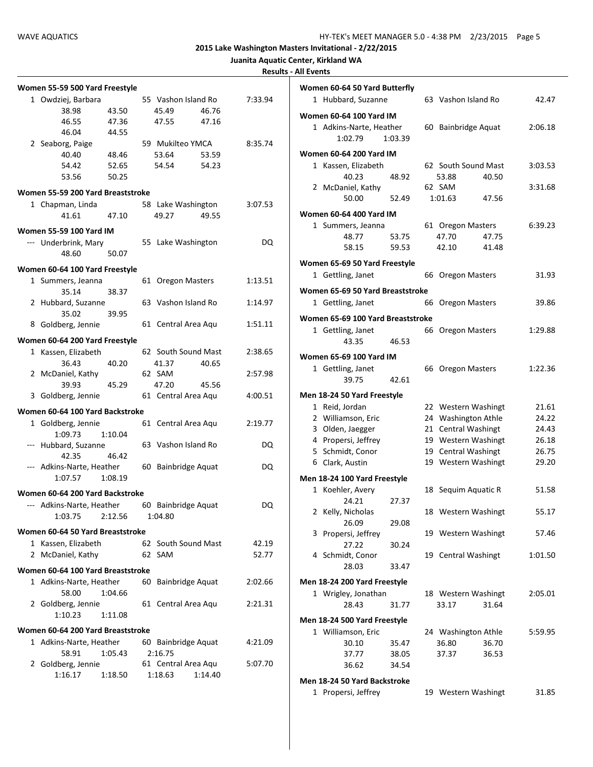**2015 Lake Washington Masters Invitational - 2/22/2015**

**Juanita Aquatic Center, Kirkland WA**

**Results - All Events**

### Women 55-59 500 Yard Freestyle

| Place | Name | Age | Team | Time |
|---|---|---|---|---|
| 1 | Owdziej, Barbara | 55 | Vashon Island Ro | 7:33.94 |
| | 38.98 43.50 45.49 46.76 46.55 47.36 47.55 47.16 46.04 44.55 | | | |
| 2 | Seaborg, Paige | 59 | Mukilteo YMCA | 8:35.74 |
| | 40.40 48.46 53.64 53.59 54.42 52.65 54.54 54.23 53.56 50.25 | | | |

### Women 55-59 200 Yard Breaststroke

| Place | Name | Age | Team | Time |
|---|---|---|---|---|
| 1 | Chapman, Linda | 58 | Lake Washington | 3:07.53 |
| | 41.61 47.10 49.27 49.55 | | | |

### Women 55-59 100 Yard IM

| Place | Name | Age | Team | Time |
|---|---|---|---|---|
| --- | Underbrink, Mary | 55 | Lake Washington | DQ |
| | 48.60 50.07 | | | |

### Women 60-64 100 Yard Freestyle

| Place | Name | Age | Team | Time |
|---|---|---|---|---|
| 1 | Summers, Jeanna | 61 | Oregon Masters | 1:13.51 |
| | 35.14 38.37 | | | |
| 2 | Hubbard, Suzanne | 63 | Vashon Island Ro | 1:14.97 |
| | 35.02 39.95 | | | |
| 8 | Goldberg, Jennie | 61 | Central Area Aqu | 1:51.11 |

### Women 60-64 200 Yard Freestyle

| Place | Name | Age | Team | Time |
|---|---|---|---|---|
| 1 | Kassen, Elizabeth | 62 | South Sound Mast | 2:38.65 |
| | 36.43 40.20 41.37 40.65 | | | |
| 2 | McDaniel, Kathy | 62 | SAM | 2:57.98 |
| | 39.93 45.29 47.20 45.56 | | | |
| 3 | Goldberg, Jennie | 61 | Central Area Aqu | 4:00.51 |

### Women 60-64 100 Yard Backstroke

| Place | Name | Age | Team | Time |
|---|---|---|---|---|
| 1 | Goldberg, Jennie | 61 | Central Area Aqu | 2:19.77 |
| | 1:09.73 1:10.04 | | | |
| --- | Hubbard, Suzanne | 63 | Vashon Island Ro | DQ |
| | 42.35 46.42 | | | |
| --- | Adkins-Narte, Heather | 60 | Bainbridge Aquat | DQ |
| | 1:07.57 1:08.19 | | | |

### Women 60-64 200 Yard Backstroke

| Place | Name | Age | Team | Time |
|---|---|---|---|---|
| --- | Adkins-Narte, Heather | 60 | Bainbridge Aquat | DQ |
| | 1:03.75 2:12.56 1:04.80 | | | |

### Women 60-64 50 Yard Breaststroke

| Place | Name | Age | Team | Time |
|---|---|---|---|---|
| 1 | Kassen, Elizabeth | 62 | South Sound Mast | 42.19 |
| 2 | McDaniel, Kathy | 62 | SAM | 52.77 |

### Women 60-64 100 Yard Breaststroke

| Place | Name | Age | Team | Time |
|---|---|---|---|---|
| 1 | Adkins-Narte, Heather | 60 | Bainbridge Aquat | 2:02.66 |
| | 58.00 1:04.66 | | | |
| 2 | Goldberg, Jennie | 61 | Central Area Aqu | 2:21.31 |
| | 1:10.23 1:11.08 | | | |

### Women 60-64 200 Yard Breaststroke

| Place | Name | Age | Team | Time |
|---|---|---|---|---|
| 1 | Adkins-Narte, Heather | 60 | Bainbridge Aquat | 4:21.09 |
| | 58.91 1:05.43 2:16.75 | | | |
| 2 | Goldberg, Jennie | 61 | Central Area Aqu | 5:07.70 |
| | 1:16.17 1:18.50 1:18.63 1:14.40 | | | |

### Women 60-64 50 Yard Butterfly

| Place | Name | Age | Team | Time |
|---|---|---|---|---|
| 1 | Hubbard, Suzanne | 63 | Vashon Island Ro | 42.47 |

### Women 60-64 100 Yard IM

| Place | Name | Age | Team | Time |
|---|---|---|---|---|
| 1 | Adkins-Narte, Heather | 60 | Bainbridge Aquat | 2:06.18 |
| | 1:02.79 1:03.39 | | | |

### Women 60-64 200 Yard IM

| Place | Name | Age | Team | Time |
|---|---|---|---|---|
| 1 | Kassen, Elizabeth | 62 | South Sound Mast | 3:03.53 |
| | 40.23 48.92 53.88 40.50 | | | |
| 2 | McDaniel, Kathy | 62 | SAM | 3:31.68 |
| | 50.00 52.49 1:01.63 47.56 | | | |

### Women 60-64 400 Yard IM

| Place | Name | Age | Team | Time |
|---|---|---|---|---|
| 1 | Summers, Jeanna | 61 | Oregon Masters | 6:39.23 |
| | 48.77 53.75 47.70 47.75 58.15 59.53 42.10 41.48 | | | |

### Women 65-69 50 Yard Freestyle

| Place | Name | Age | Team | Time |
|---|---|---|---|---|
| 1 | Gettling, Janet | 66 | Oregon Masters | 31.93 |

### Women 65-69 50 Yard Breaststroke

| Place | Name | Age | Team | Time |
|---|---|---|---|---|
| 1 | Gettling, Janet | 66 | Oregon Masters | 39.86 |

### Women 65-69 100 Yard Breaststroke

| Place | Name | Age | Team | Time |
|---|---|---|---|---|
| 1 | Gettling, Janet | 66 | Oregon Masters | 1:29.88 |
| | 43.35 46.53 | | | |

### Women 65-69 100 Yard IM

| Place | Name | Age | Team | Time |
|---|---|---|---|---|
| 1 | Gettling, Janet | 66 | Oregon Masters | 1:22.36 |
| | 39.75 42.61 | | | |

### Men 18-24 50 Yard Freestyle

| Place | Name | Age | Team | Time |
|---|---|---|---|---|
| 1 | Reid, Jordan | 22 | Western Washingt | 21.61 |
| 2 | Williamson, Eric | 24 | Washington Athle | 24.22 |
| 3 | Olden, Jaegger | 21 | Central Washingt | 24.43 |
| 4 | Propersi, Jeffrey | 19 | Western Washingt | 26.18 |
| 5 | Schmidt, Conor | 19 | Central Washingt | 26.75 |
| 6 | Clark, Austin | 19 | Western Washingt | 29.20 |

### Men 18-24 100 Yard Freestyle

| Place | Name | Age | Team | Time |
|---|---|---|---|---|
| 1 | Koehler, Avery | 18 | Sequim Aquatic R | 51.58 |
| | 24.21 27.37 | | | |
| 2 | Kelly, Nicholas | 18 | Western Washingt | 55.17 |
| | 26.09 29.08 | | | |
| 3 | Propersi, Jeffrey | 19 | Western Washingt | 57.46 |
| | 27.22 30.24 | | | |
| 4 | Schmidt, Conor | 19 | Central Washingt | 1:01.50 |
| | 28.03 33.47 | | | |

### Men 18-24 200 Yard Freestyle

| Place | Name | Age | Team | Time |
|---|---|---|---|---|
| 1 | Wrigley, Jonathan | 18 | Western Washingt | 2:05.01 |
| | 28.43 31.77 33.17 31.64 | | | |

### Men 18-24 500 Yard Freestyle

| Place | Name | Age | Team | Time |
|---|---|---|---|---|
| 1 | Williamson, Eric | 24 | Washington Athle | 5:59.95 |
| | 30.10 35.47 36.80 36.70 37.77 38.05 37.37 36.53 36.62 34.54 | | | |

### Men 18-24 50 Yard Backstroke

| Place | Name | Age | Team | Time |
|---|---|---|---|---|
| 1 | Propersi, Jeffrey | 19 | Western Washingt | 31.85 |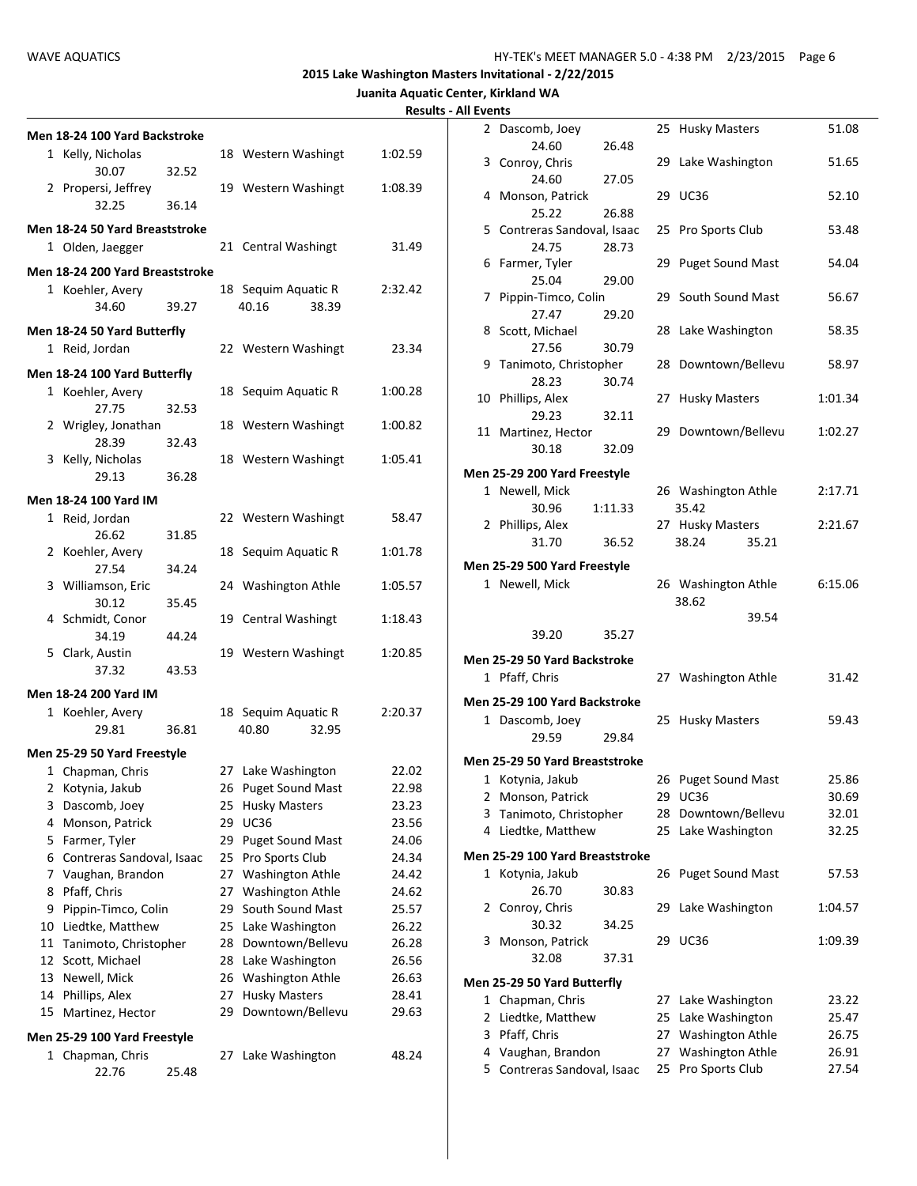# 2015 Lake Washington Masters Invitational - 2/22/2015

**Juanita Aquatic Center, Kirkland WA**

**Results - All Events**

### Men 18-24 100 Yard Backstroke

| Place | Name | Age | Team | Time |
|---|---|---|---|---|
| 1 | Kelly, Nicholas | 18 | Western Washingt | 1:02.59 |
| | 30.07 32.52 | | | |
| 2 | Propersi, Jeffrey | 19 | Western Washingt | 1:08.39 |
| | 32.25 36.14 | | | |

### Men 18-24 50 Yard Breaststroke

| Place | Name | Age | Team | Time |
|---|---|---|---|---|
| 1 | Olden, Jaegger | 21 | Central Washingt | 31.49 |

### Men 18-24 200 Yard Breaststroke

| Place | Name | Age | Team | Time |
|---|---|---|---|---|
| 1 | Koehler, Avery | 18 | Sequim Aquatic R | 2:32.42 |
| | 34.60 39.27 | | 40.16 38.39 | |

### Men 18-24 50 Yard Butterfly

| Place | Name | Age | Team | Time |
|---|---|---|---|---|
| 1 | Reid, Jordan | 22 | Western Washingt | 23.34 |

### Men 18-24 100 Yard Butterfly

| Place | Name | Age | Team | Time |
|---|---|---|---|---|
| 1 | Koehler, Avery | 18 | Sequim Aquatic R | 1:00.28 |
| | 27.75 32.53 | | | |
| 2 | Wrigley, Jonathan | 18 | Western Washingt | 1:00.82 |
| | 28.39 32.43 | | | |
| 3 | Kelly, Nicholas | 18 | Western Washingt | 1:05.41 |
| | 29.13 36.28 | | | |

### Men 18-24 100 Yard IM

| Place | Name | Age | Team | Time |
|---|---|---|---|---|
| 1 | Reid, Jordan | 22 | Western Washingt | 58.47 |
| | 26.62 31.85 | | | |
| 2 | Koehler, Avery | 18 | Sequim Aquatic R | 1:01.78 |
| | 27.54 34.24 | | | |
| 3 | Williamson, Eric | 24 | Washington Athle | 1:05.57 |
| | 30.12 35.45 | | | |
| 4 | Schmidt, Conor | 19 | Central Washingt | 1:18.43 |
| | 34.19 44.24 | | | |
| 5 | Clark, Austin | 19 | Western Washingt | 1:20.85 |
| | 37.32 43.53 | | | |

### Men 18-24 200 Yard IM

| Place | Name | Age | Team | Time |
|---|---|---|---|---|
| 1 | Koehler, Avery | 18 | Sequim Aquatic R | 2:20.37 |
| | 29.81 36.81 | | 40.80 32.95 | |

### Men 25-29 50 Yard Freestyle

| Place | Name | Age | Team | Time |
|---|---|---|---|---|
| 1 | Chapman, Chris | 27 | Lake Washington | 22.02 |
| 2 | Kotynia, Jakub | 26 | Puget Sound Mast | 22.98 |
| 3 | Dascomb, Joey | 25 | Husky Masters | 23.23 |
| 4 | Monson, Patrick | 29 | UC36 | 23.56 |
| 5 | Farmer, Tyler | 29 | Puget Sound Mast | 24.06 |
| 6 | Contreras Sandoval, Isaac | 25 | Pro Sports Club | 24.34 |
| 7 | Vaughan, Brandon | 27 | Washington Athle | 24.42 |
| 8 | Pfaff, Chris | 27 | Washington Athle | 24.62 |
| 9 | Pippin-Timco, Colin | 29 | South Sound Mast | 25.57 |
| 10 | Liedtke, Matthew | 25 | Lake Washington | 26.22 |
| 11 | Tanimoto, Christopher | 28 | Downtown/Bellevu | 26.28 |
| 12 | Scott, Michael | 28 | Lake Washington | 26.56 |
| 13 | Newell, Mick | 26 | Washington Athle | 26.63 |
| 14 | Phillips, Alex | 27 | Husky Masters | 28.41 |
| 15 | Martinez, Hector | 29 | Downtown/Bellevu | 29.63 |

### Men 25-29 100 Yard Freestyle

| Place | Name | Age | Team | Time |
|---|---|---|---|---|
| 1 | Chapman, Chris | 27 | Lake Washington | 48.24 |
| | 22.76 25.48 | | | |
| 2 | Dascomb, Joey | 25 | Husky Masters | 51.08 |
| | 24.60 26.48 | | | |
| 3 | Conroy, Chris | 29 | Lake Washington | 51.65 |
| | 24.60 27.05 | | | |
| 4 | Monson, Patrick | 29 | UC36 | 52.10 |
| | 25.22 26.88 | | | |
| 5 | Contreras Sandoval, Isaac | 25 | Pro Sports Club | 53.48 |
| | 24.75 28.73 | | | |
| 6 | Farmer, Tyler | 29 | Puget Sound Mast | 54.04 |
| | 25.04 29.00 | | | |
| 7 | Pippin-Timco, Colin | 29 | South Sound Mast | 56.67 |
| | 27.47 29.20 | | | |
| 8 | Scott, Michael | 28 | Lake Washington | 58.35 |
| | 27.56 30.79 | | | |
| 9 | Tanimoto, Christopher | 28 | Downtown/Bellevu | 58.97 |
| | 28.23 30.74 | | | |
| 10 | Phillips, Alex | 27 | Husky Masters | 1:01.34 |
| | 29.23 32.11 | | | |
| 11 | Martinez, Hector | 29 | Downtown/Bellevu | 1:02.27 |
| | 30.18 32.09 | | | |

### Men 25-29 200 Yard Freestyle

| Place | Name | Age | Team | Time |
|---|---|---|---|---|
| 1 | Newell, Mick | 26 | Washington Athle | 2:17.71 |
| | 30.96 1:11.33 | | 35.42 | |
| 2 | Phillips, Alex | 27 | Husky Masters | 2:21.67 |
| | 31.70 36.52 | | 38.24 35.21 | |

### Men 25-29 500 Yard Freestyle

| Place | Name | Age | Team | Time |
|---|---|---|---|---|
| 1 | Newell, Mick | 26 | Washington Athle | 6:15.06 |
| | | | 38.62 | |
| | | | 39.54 | |
| | 39.20 35.27 | | | |

### Men 25-29 50 Yard Backstroke

| Place | Name | Age | Team | Time |
|---|---|---|---|---|
| 1 | Pfaff, Chris | 27 | Washington Athle | 31.42 |

### Men 25-29 100 Yard Backstroke

| Place | Name | Age | Team | Time |
|---|---|---|---|---|
| 1 | Dascomb, Joey | 25 | Husky Masters | 59.43 |
| | 29.59 29.84 | | | |

### Men 25-29 50 Yard Breaststroke

| Place | Name | Age | Team | Time |
|---|---|---|---|---|
| 1 | Kotynia, Jakub | 26 | Puget Sound Mast | 25.86 |
| 2 | Monson, Patrick | 29 | UC36 | 30.69 |
| 3 | Tanimoto, Christopher | 28 | Downtown/Bellevu | 32.01 |
| 4 | Liedtke, Matthew | 25 | Lake Washington | 32.25 |

### Men 25-29 100 Yard Breaststroke

| Place | Name | Age | Team | Time |
|---|---|---|---|---|
| 1 | Kotynia, Jakub | 26 | Puget Sound Mast | 57.53 |
| | 26.70 30.83 | | | |
| 2 | Conroy, Chris | 29 | Lake Washington | 1:04.57 |
| | 30.32 34.25 | | | |
| 3 | Monson, Patrick | 29 | UC36 | 1:09.39 |
| | 32.08 37.31 | | | |

### Men 25-29 50 Yard Butterfly

| Place | Name | Age | Team | Time |
|---|---|---|---|---|
| 1 | Chapman, Chris | 27 | Lake Washington | 23.22 |
| 2 | Liedtke, Matthew | 25 | Lake Washington | 25.47 |
| 3 | Pfaff, Chris | 27 | Washington Athle | 26.75 |
| 4 | Vaughan, Brandon | 27 | Washington Athle | 26.91 |
| 5 | Contreras Sandoval, Isaac | 25 | Pro Sports Club | 27.54 |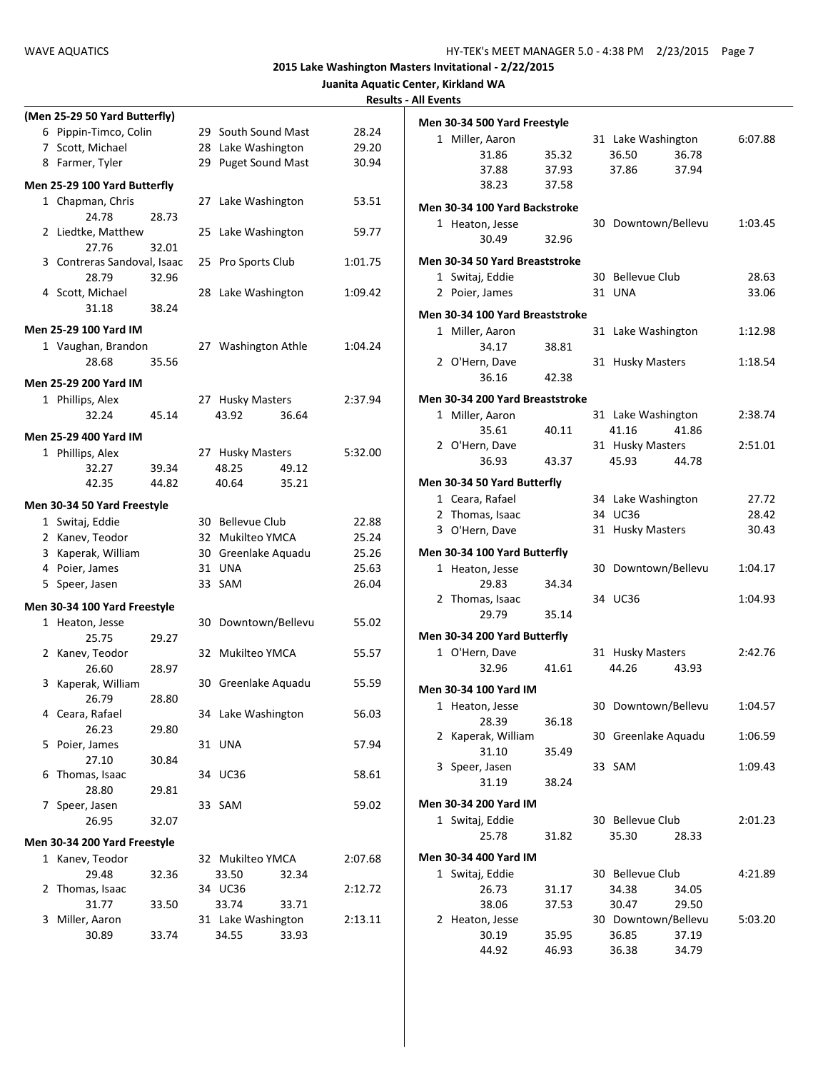**2015 Lake Washington Masters Invitational - 2/22/2015**

**Juanita Aquatic Center, Kirkland WA**

**Results - All Events**

**(Men 25-29 50 Yard Butterfly)**

```
  6 Pippin-Timco, Colin        29 South Sound Mast          28.24
  7 Scott, Michael             28 Lake Washington           29.20
  8 Farmer, Tyler              29 Puget Sound Mast          30.94
```

**Men 25-29 100 Yard Butterfly**

```
  1 Chapman, Chris             27 Lake Washington           53.51
        24.78     28.73
  2 Liedtke, Matthew           25 Lake Washington           59.77
        27.76     32.01
  3 Contreras Sandoval, Isaac  25 Pro Sports Club         1:01.75
        28.79     32.96
  4 Scott, Michael             28 Lake Washington         1:09.42
        31.18     38.24
```

**Men 25-29 100 Yard IM**

```
  1 Vaughan, Brandon           27 Washington Athle        1:04.24
        28.68     35.56
```

**Men 25-29 200 Yard IM**

```
  1 Phillips, Alex             27 Husky Masters           2:37.94
        32.24     45.14     43.92     36.64
```

**Men 25-29 400 Yard IM**

```
  1 Phillips, Alex             27 Husky Masters           5:32.00
        32.27     39.34     48.25     49.12
        42.35     44.82     40.64     35.21
```

**Men 30-34 50 Yard Freestyle**

```
  1 Switaj, Eddie              30 Bellevue Club             22.88
  2 Kanev, Teodor              32 Mukilteo YMCA             25.24
  3 Kaperak, William           30 Greenlake Aquadu          25.26
  4 Poier, James               31 UNA                       25.63
  5 Speer, Jasen               33 SAM                       26.04
```

**Men 30-34 100 Yard Freestyle**

```
  1 Heaton, Jesse              30 Downtown/Bellevu          55.02
        25.75     29.27
  2 Kanev, Teodor              32 Mukilteo YMCA             55.57
        26.60     28.97
  3 Kaperak, William           30 Greenlake Aquadu          55.59
        26.79     28.80
  4 Ceara, Rafael              34 Lake Washington           56.03
        26.23     29.80
  5 Poier, James               31 UNA                       57.94
        27.10     30.84
  6 Thomas, Isaac              34 UC36                      58.61
        28.80     29.81
  7 Speer, Jasen               33 SAM                       59.02
        26.95     32.07
```

**Men 30-34 200 Yard Freestyle**

```
  1 Kanev, Teodor              32 Mukilteo YMCA           2:07.68
        29.48     32.36     33.50     32.34
  2 Thomas, Isaac              34 UC36                    2:12.72
        31.77     33.50     33.74     33.71
  3 Miller, Aaron              31 Lake Washington         2:13.11
        30.89     33.74     34.55     33.93
```

**Men 30-34 500 Yard Freestyle**

```
  1 Miller, Aaron              31 Lake Washington         6:07.88
        31.86     35.32     36.50     36.78
        37.88     37.93     37.86     37.94
        38.23     37.58
```

**Men 30-34 100 Yard Backstroke**

```
  1 Heaton, Jesse              30 Downtown/Bellevu        1:03.45
        30.49     32.96
```

**Men 30-34 50 Yard Breaststroke**

```
  1 Switaj, Eddie              30 Bellevue Club             28.63
  2 Poier, James               31 UNA                       33.06
```

**Men 30-34 100 Yard Breaststroke**

```
  1 Miller, Aaron              31 Lake Washington         1:12.98
        34.17     38.81
  2 O'Hern, Dave               31 Husky Masters           1:18.54
        36.16     42.38
```

**Men 30-34 200 Yard Breaststroke**

```
  1 Miller, Aaron              31 Lake Washington         2:38.74
        35.61     40.11     41.16     41.86
  2 O'Hern, Dave               31 Husky Masters           2:51.01
        36.93     43.37     45.93     44.78
```

**Men 30-34 50 Yard Butterfly**

```
  1 Ceara, Rafael              34 Lake Washington           27.72
  2 Thomas, Isaac              34 UC36                      28.42
  3 O'Hern, Dave               31 Husky Masters             30.43
```

**Men 30-34 100 Yard Butterfly**

```
  1 Heaton, Jesse              30 Downtown/Bellevu        1:04.17
        29.83     34.34
  2 Thomas, Isaac              34 UC36                    1:04.93
        29.79     35.14
```

**Men 30-34 200 Yard Butterfly**

```
  1 O'Hern, Dave               31 Husky Masters           2:42.76
        32.96     41.61     44.26     43.93
```

**Men 30-34 100 Yard IM**

```
  1 Heaton, Jesse              30 Downtown/Bellevu        1:04.57
        28.39     36.18
  2 Kaperak, William           30 Greenlake Aquadu        1:06.59
        31.10     35.49
  3 Speer, Jasen               33 SAM                     1:09.43
        31.19     38.24
```

**Men 30-34 200 Yard IM**

```
  1 Switaj, Eddie              30 Bellevue Club           2:01.23
        25.78     31.82     35.30     28.33
```

**Men 30-34 400 Yard IM**

```
  1 Switaj, Eddie              30 Bellevue Club           4:21.89
        26.73     31.17     34.38     34.05
        38.06     37.53     30.47     29.50
  2 Heaton, Jesse              30 Downtown/Bellevu        5:03.20
        30.19     35.95     36.85     37.19
        44.92     46.93     36.38     34.79
```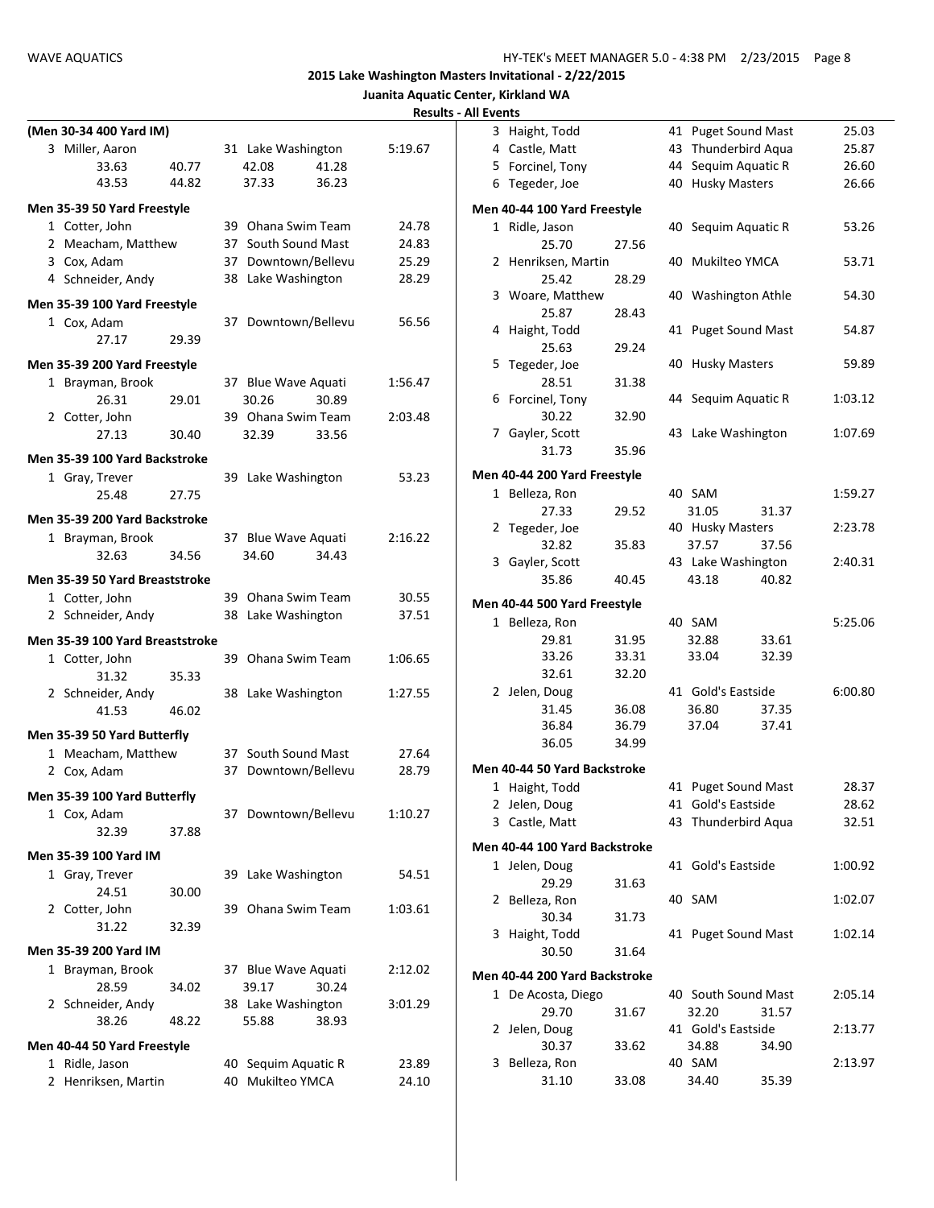2015 Lake Washington Masters Invitational - 2/22/2015

Juanita Aquatic Center, Kirkland WA

Results - All Events

**(Men 30-34 400 Yard IM)**

| Place | Name | Age | Team | Time |
|---|---|---|---|---|
| 3 | Miller, Aaron | 31 | Lake Washington | 5:19.67 |
| | 33.63 40.77 42.08 41.28 | | | |
| | 43.53 44.82 37.33 36.23 | | | |

**Men 35-39 50 Yard Freestyle**

| Place | Name | Age | Team | Time |
|---|---|---|---|---|
| 1 | Cotter, John | 39 | Ohana Swim Team | 24.78 |
| 2 | Meacham, Matthew | 37 | South Sound Mast | 24.83 |
| 3 | Cox, Adam | 37 | Downtown/Bellevu | 25.29 |
| 4 | Schneider, Andy | 38 | Lake Washington | 28.29 |

**Men 35-39 100 Yard Freestyle**

| Place | Name | Age | Team | Time |
|---|---|---|---|---|
| 1 | Cox, Adam | 37 | Downtown/Bellevu | 56.56 |
| | 27.17 29.39 | | | |

**Men 35-39 200 Yard Freestyle**

| Place | Name | Age | Team | Time |
|---|---|---|---|---|
| 1 | Brayman, Brook | 37 | Blue Wave Aquati | 1:56.47 |
| | 26.31 29.01 30.26 30.89 | | | |
| 2 | Cotter, John | 39 | Ohana Swim Team | 2:03.48 |
| | 27.13 30.40 32.39 33.56 | | | |

**Men 35-39 100 Yard Backstroke**

| Place | Name | Age | Team | Time |
|---|---|---|---|---|
| 1 | Gray, Trever | 39 | Lake Washington | 53.23 |
| | 25.48 27.75 | | | |

**Men 35-39 200 Yard Backstroke**

| Place | Name | Age | Team | Time |
|---|---|---|---|---|
| 1 | Brayman, Brook | 37 | Blue Wave Aquati | 2:16.22 |
| | 32.63 34.56 34.60 34.43 | | | |

**Men 35-39 50 Yard Breaststroke**

| Place | Name | Age | Team | Time |
|---|---|---|---|---|
| 1 | Cotter, John | 39 | Ohana Swim Team | 30.55 |
| 2 | Schneider, Andy | 38 | Lake Washington | 37.51 |

**Men 35-39 100 Yard Breaststroke**

| Place | Name | Age | Team | Time |
|---|---|---|---|---|
| 1 | Cotter, John | 39 | Ohana Swim Team | 1:06.65 |
| | 31.32 35.33 | | | |
| 2 | Schneider, Andy | 38 | Lake Washington | 1:27.55 |
| | 41.53 46.02 | | | |

**Men 35-39 50 Yard Butterfly**

| Place | Name | Age | Team | Time |
|---|---|---|---|---|
| 1 | Meacham, Matthew | 37 | South Sound Mast | 27.64 |
| 2 | Cox, Adam | 37 | Downtown/Bellevu | 28.79 |

**Men 35-39 100 Yard Butterfly**

| Place | Name | Age | Team | Time |
|---|---|---|---|---|
| 1 | Cox, Adam | 37 | Downtown/Bellevu | 1:10.27 |
| | 32.39 37.88 | | | |

**Men 35-39 100 Yard IM**

| Place | Name | Age | Team | Time |
|---|---|---|---|---|
| 1 | Gray, Trever | 39 | Lake Washington | 54.51 |
| | 24.51 30.00 | | | |
| 2 | Cotter, John | 39 | Ohana Swim Team | 1:03.61 |
| | 31.22 32.39 | | | |

**Men 35-39 200 Yard IM**

| Place | Name | Age | Team | Time |
|---|---|---|---|---|
| 1 | Brayman, Brook | 37 | Blue Wave Aquati | 2:12.02 |
| | 28.59 34.02 39.17 30.24 | | | |
| 2 | Schneider, Andy | 38 | Lake Washington | 3:01.29 |
| | 38.26 48.22 55.88 38.93 | | | |

**Men 40-44 50 Yard Freestyle**

| Place | Name | Age | Team | Time |
|---|---|---|---|---|
| 1 | Ridle, Jason | 40 | Sequim Aquatic R | 23.89 |
| 2 | Henriksen, Martin | 40 | Mukilteo YMCA | 24.10 |
| 3 | Haight, Todd | 41 | Puget Sound Mast | 25.03 |
| 4 | Castle, Matt | 43 | Thunderbird Aqua | 25.87 |
| 5 | Forcinel, Tony | 44 | Sequim Aquatic R | 26.60 |
| 6 | Tegeder, Joe | 40 | Husky Masters | 26.66 |

**Men 40-44 100 Yard Freestyle**

| Place | Name | Age | Team | Time |
|---|---|---|---|---|
| 1 | Ridle, Jason | 40 | Sequim Aquatic R | 53.26 |
| | 25.70 27.56 | | | |
| 2 | Henriksen, Martin | 40 | Mukilteo YMCA | 53.71 |
| | 25.42 28.29 | | | |
| 3 | Woare, Matthew | 40 | Washington Athle | 54.30 |
| | 25.87 28.43 | | | |
| 4 | Haight, Todd | 41 | Puget Sound Mast | 54.87 |
| | 25.63 29.24 | | | |
| 5 | Tegeder, Joe | 40 | Husky Masters | 59.89 |
| | 28.51 31.38 | | | |
| 6 | Forcinel, Tony | 44 | Sequim Aquatic R | 1:03.12 |
| | 30.22 32.90 | | | |
| 7 | Gayler, Scott | 43 | Lake Washington | 1:07.69 |
| | 31.73 35.96 | | | |

**Men 40-44 200 Yard Freestyle**

| Place | Name | Age | Team | Time |
|---|---|---|---|---|
| 1 | Belleza, Ron | 40 | SAM | 1:59.27 |
| | 27.33 29.52 31.05 31.37 | | | |
| 2 | Tegeder, Joe | 40 | Husky Masters | 2:23.78 |
| | 32.82 35.83 37.57 37.56 | | | |
| 3 | Gayler, Scott | 43 | Lake Washington | 2:40.31 |
| | 35.86 40.45 43.18 40.82 | | | |

**Men 40-44 500 Yard Freestyle**

| Place | Name | Age | Team | Time |
|---|---|---|---|---|
| 1 | Belleza, Ron | 40 | SAM | 5:25.06 |
| | 29.81 31.95 32.88 33.61 | | | |
| | 33.26 33.31 33.04 32.39 | | | |
| | 32.61 32.20 | | | |
| 2 | Jelen, Doug | 41 | Gold's Eastside | 6:00.80 |
| | 31.45 36.08 36.80 37.35 | | | |
| | 36.84 36.79 37.04 37.41 | | | |
| | 36.05 34.99 | | | |

**Men 40-44 50 Yard Backstroke**

| Place | Name | Age | Team | Time |
|---|---|---|---|---|
| 1 | Haight, Todd | 41 | Puget Sound Mast | 28.37 |
| 2 | Jelen, Doug | 41 | Gold's Eastside | 28.62 |
| 3 | Castle, Matt | 43 | Thunderbird Aqua | 32.51 |

**Men 40-44 100 Yard Backstroke**

| Place | Name | Age | Team | Time |
|---|---|---|---|---|
| 1 | Jelen, Doug | 41 | Gold's Eastside | 1:00.92 |
| | 29.29 31.63 | | | |
| 2 | Belleza, Ron | 40 | SAM | 1:02.07 |
| | 30.34 31.73 | | | |
| 3 | Haight, Todd | 41 | Puget Sound Mast | 1:02.14 |
| | 30.50 31.64 | | | |

**Men 40-44 200 Yard Backstroke**

| Place | Name | Age | Team | Time |
|---|---|---|---|---|
| 1 | De Acosta, Diego | 40 | South Sound Mast | 2:05.14 |
| | 29.70 31.67 32.20 31.57 | | | |
| 2 | Jelen, Doug | 41 | Gold's Eastside | 2:13.77 |
| | 30.37 33.62 34.88 34.90 | | | |
| 3 | Belleza, Ron | 40 | SAM | 2:13.97 |
| | 31.10 33.08 34.40 35.39 | | | |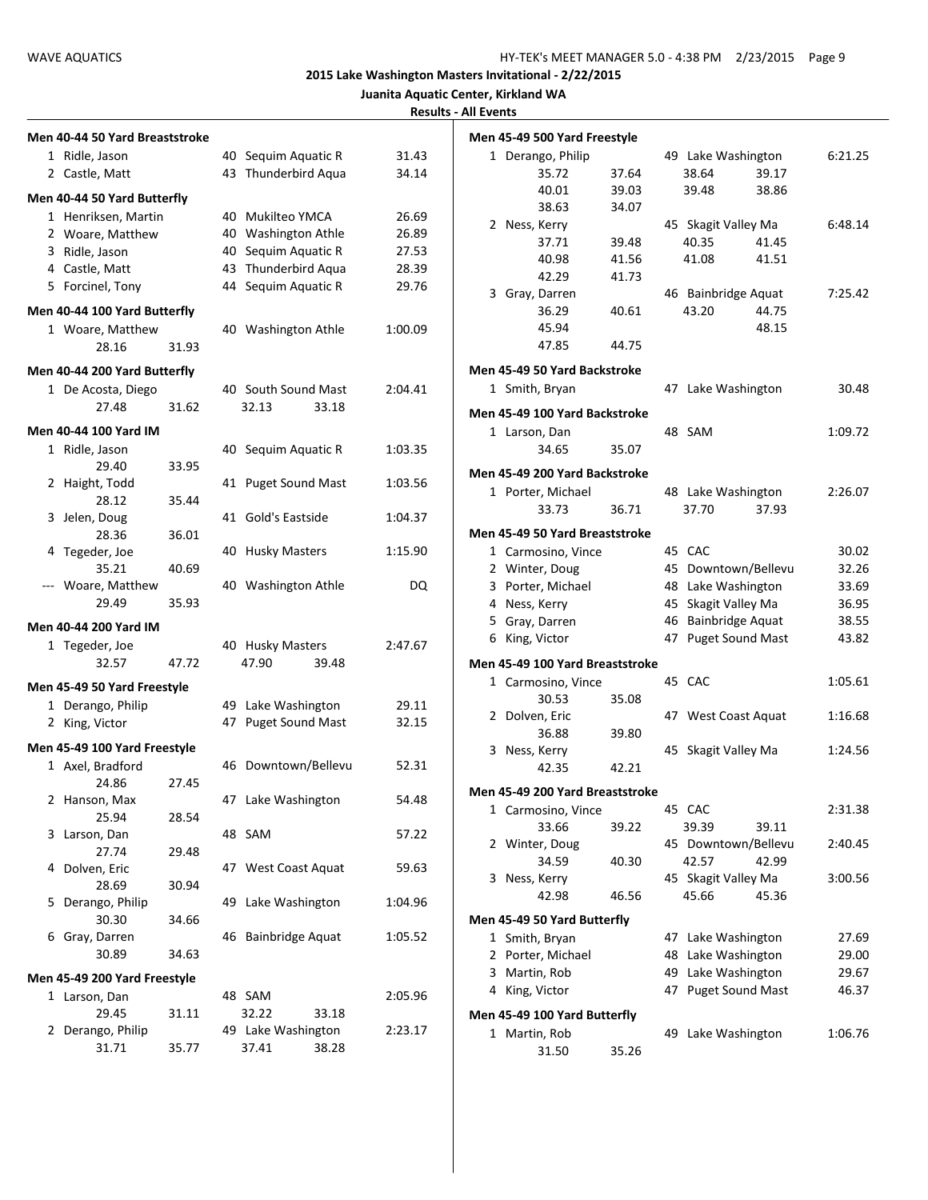**2015 Lake Washington Masters Invitational - 2/22/2015**

**Juanita Aquatic Center, Kirkland WA**

**Results - All Events**

**Men 40-44 50 Yard Breaststroke**

| Place | Name | Age | Team | Time |
|---|---|---|---|---|
| 1 | Ridle, Jason | 40 | Sequim Aquatic R | 31.43 |
| 2 | Castle, Matt | 43 | Thunderbird Aqua | 34.14 |

**Men 40-44 50 Yard Butterfly**

| Place | Name | Age | Team | Time |
|---|---|---|---|---|
| 1 | Henriksen, Martin | 40 | Mukilteo YMCA | 26.69 |
| 2 | Woare, Matthew | 40 | Washington Athle | 26.89 |
| 3 | Ridle, Jason | 40 | Sequim Aquatic R | 27.53 |
| 4 | Castle, Matt | 43 | Thunderbird Aqua | 28.39 |
| 5 | Forcinel, Tony | 44 | Sequim Aquatic R | 29.76 |

**Men 40-44 100 Yard Butterfly**

| Place | Name | Age | Team | Time |
|---|---|---|---|---|
| 1 | Woare, Matthew | 40 | Washington Athle | 1:00.09 |
| | 28.16 31.93 | | | |

**Men 40-44 200 Yard Butterfly**

| Place | Name | Age | Team | Time |
|---|---|---|---|---|
| 1 | De Acosta, Diego | 40 | South Sound Mast | 2:04.41 |
| | 27.48 31.62 32.13 33.18 | | | |

**Men 40-44 100 Yard IM**

| Place | Name | Age | Team | Time |
|---|---|---|---|---|
| 1 | Ridle, Jason | 40 | Sequim Aquatic R | 1:03.35 |
| | 29.40 33.95 | | | |
| 2 | Haight, Todd | 41 | Puget Sound Mast | 1:03.56 |
| | 28.12 35.44 | | | |
| 3 | Jelen, Doug | 41 | Gold's Eastside | 1:04.37 |
| | 28.36 36.01 | | | |
| 4 | Tegeder, Joe | 40 | Husky Masters | 1:15.90 |
| | 35.21 40.69 | | | |
| --- | Woare, Matthew | 40 | Washington Athle | DQ |
| | 29.49 35.93 | | | |

**Men 40-44 200 Yard IM**

| Place | Name | Age | Team | Time |
|---|---|---|---|---|
| 1 | Tegeder, Joe | 40 | Husky Masters | 2:47.67 |
| | 32.57 47.72 47.90 39.48 | | | |

**Men 45-49 50 Yard Freestyle**

| Place | Name | Age | Team | Time |
|---|---|---|---|---|
| 1 | Derango, Philip | 49 | Lake Washington | 29.11 |
| 2 | King, Victor | 47 | Puget Sound Mast | 32.15 |

**Men 45-49 100 Yard Freestyle**

| Place | Name | Age | Team | Time |
|---|---|---|---|---|
| 1 | Axel, Bradford | 46 | Downtown/Bellevu | 52.31 |
| | 24.86 27.45 | | | |
| 2 | Hanson, Max | 47 | Lake Washington | 54.48 |
| | 25.94 28.54 | | | |
| 3 | Larson, Dan | 48 | SAM | 57.22 |
| | 27.74 29.48 | | | |
| 4 | Dolven, Eric | 47 | West Coast Aquat | 59.63 |
| | 28.69 30.94 | | | |
| 5 | Derango, Philip | 49 | Lake Washington | 1:04.96 |
| | 30.30 34.66 | | | |
| 6 | Gray, Darren | 46 | Bainbridge Aquat | 1:05.52 |
| | 30.89 34.63 | | | |

**Men 45-49 200 Yard Freestyle**

| Place | Name | Age | Team | Time |
|---|---|---|---|---|
| 1 | Larson, Dan | 48 | SAM | 2:05.96 |
| | 29.45 31.11 32.22 33.18 | | | |
| 2 | Derango, Philip | 49 | Lake Washington | 2:23.17 |
| | 31.71 35.77 37.41 38.28 | | | |

**Men 45-49 500 Yard Freestyle**

| Place | Name | Age | Team | Time |
|---|---|---|---|---|
| 1 | Derango, Philip | 49 | Lake Washington | 6:21.25 |
| | 35.72 37.64 38.64 39.17 | | | |
| | 40.01 39.03 39.48 38.86 | | | |
| | 38.63 34.07 | | | |
| 2 | Ness, Kerry | 45 | Skagit Valley Ma | 6:48.14 |
| | 37.71 39.48 40.35 41.45 | | | |
| | 40.98 41.56 41.08 41.51 | | | |
| | 42.29 41.73 | | | |
| 3 | Gray, Darren | 46 | Bainbridge Aquat | 7:25.42 |
| | 36.29 40.61 43.20 44.75 | | | |
| | 45.94 48.15 | | | |
| | 47.85 44.75 | | | |

**Men 45-49 50 Yard Backstroke**

| Place | Name | Age | Team | Time |
|---|---|---|---|---|
| 1 | Smith, Bryan | 47 | Lake Washington | 30.48 |

**Men 45-49 100 Yard Backstroke**

| Place | Name | Age | Team | Time |
|---|---|---|---|---|
| 1 | Larson, Dan | 48 | SAM | 1:09.72 |
| | 34.65 35.07 | | | |

**Men 45-49 200 Yard Backstroke**

| Place | Name | Age | Team | Time |
|---|---|---|---|---|
| 1 | Porter, Michael | 48 | Lake Washington | 2:26.07 |
| | 33.73 36.71 37.70 37.93 | | | |

**Men 45-49 50 Yard Breaststroke**

| Place | Name | Age | Team | Time |
|---|---|---|---|---|
| 1 | Carmosino, Vince | 45 | CAC | 30.02 |
| 2 | Winter, Doug | 45 | Downtown/Bellevu | 32.26 |
| 3 | Porter, Michael | 48 | Lake Washington | 33.69 |
| 4 | Ness, Kerry | 45 | Skagit Valley Ma | 36.95 |
| 5 | Gray, Darren | 46 | Bainbridge Aquat | 38.55 |
| 6 | King, Victor | 47 | Puget Sound Mast | 43.82 |

**Men 45-49 100 Yard Breaststroke**

| Place | Name | Age | Team | Time |
|---|---|---|---|---|
| 1 | Carmosino, Vince | 45 | CAC | 1:05.61 |
| | 30.53 35.08 | | | |
| 2 | Dolven, Eric | 47 | West Coast Aquat | 1:16.68 |
| | 36.88 39.80 | | | |
| 3 | Ness, Kerry | 45 | Skagit Valley Ma | 1:24.56 |
| | 42.35 42.21 | | | |

**Men 45-49 200 Yard Breaststroke**

| Place | Name | Age | Team | Time |
|---|---|---|---|---|
| 1 | Carmosino, Vince | 45 | CAC | 2:31.38 |
| | 33.66 39.22 39.39 39.11 | | | |
| 2 | Winter, Doug | 45 | Downtown/Bellevu | 2:40.45 |
| | 34.59 40.30 42.57 42.99 | | | |
| 3 | Ness, Kerry | 45 | Skagit Valley Ma | 3:00.56 |
| | 42.98 46.56 45.66 45.36 | | | |

**Men 45-49 50 Yard Butterfly**

| Place | Name | Age | Team | Time |
|---|---|---|---|---|
| 1 | Smith, Bryan | 47 | Lake Washington | 27.69 |
| 2 | Porter, Michael | 48 | Lake Washington | 29.00 |
| 3 | Martin, Rob | 49 | Lake Washington | 29.67 |
| 4 | King, Victor | 47 | Puget Sound Mast | 46.37 |

**Men 45-49 100 Yard Butterfly**

| Place | Name | Age | Team | Time |
|---|---|---|---|---|
| 1 | Martin, Rob | 49 | Lake Washington | 1:06.76 |
| | 31.50 35.26 | | | |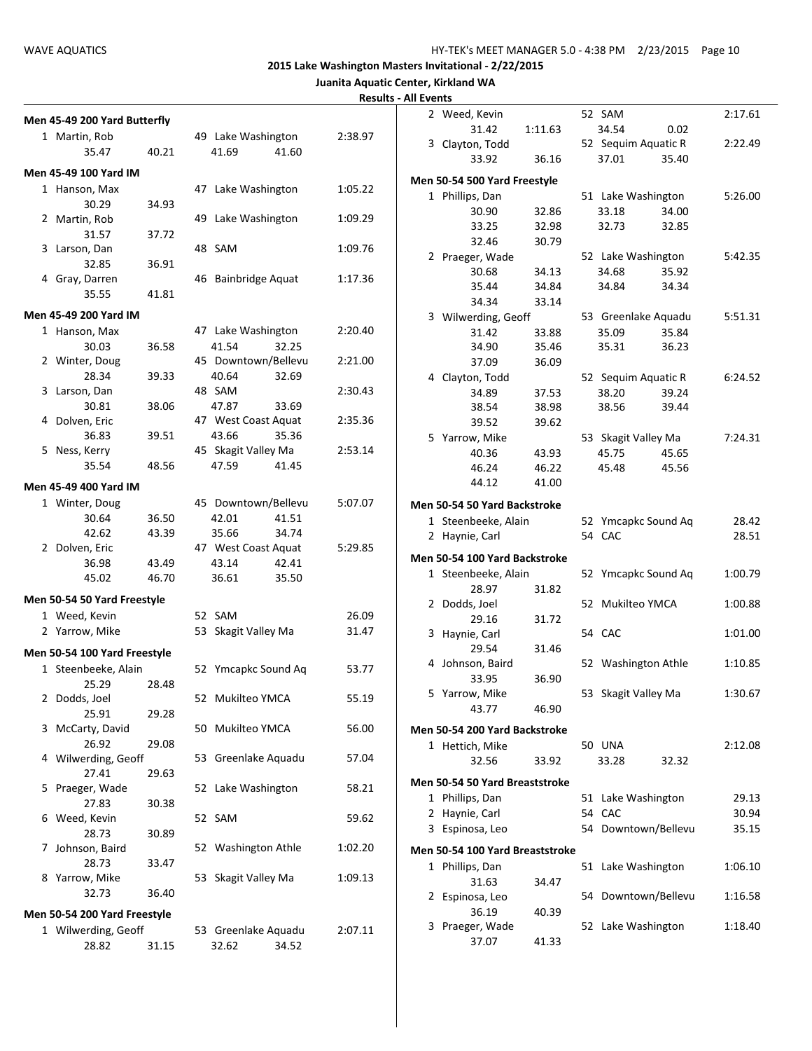## 2015 Lake Washington Masters Invitational - 2/22/2015

### Juanita Aquatic Center, Kirkland WA

#### Results - All Events

**Men 45-49 200 Yard Butterfly**

1 Martin, Rob — 49 Lake Washington — 2:38.97
35.47 40.21 41.69 41.60

**Men 45-49 100 Yard IM**

1 Hanson, Max — 47 Lake Washington — 1:05.22
30.29 34.93

2 Martin, Rob — 49 Lake Washington — 1:09.29
31.57 37.72

3 Larson, Dan — 48 SAM — 1:09.76
32.85 36.91

4 Gray, Darren — 46 Bainbridge Aquat — 1:17.36
35.55 41.81

**Men 45-49 200 Yard IM**

1 Hanson, Max — 47 Lake Washington — 2:20.40
30.03 36.58 41.54 32.25

2 Winter, Doug — 45 Downtown/Bellevu — 2:21.00
28.34 39.33 40.64 32.69

3 Larson, Dan — 48 SAM — 2:30.43
30.81 38.06 47.87 33.69

4 Dolven, Eric — 47 West Coast Aquat — 2:35.36
36.83 39.51 43.66 35.36

5 Ness, Kerry — 45 Skagit Valley Ma — 2:53.14
35.54 48.56 47.59 41.45

**Men 45-49 400 Yard IM**

1 Winter, Doug — 45 Downtown/Bellevu — 5:07.07
30.64 36.50 42.01 41.51
42.62 43.39 35.66 34.74

2 Dolven, Eric — 47 West Coast Aquat — 5:29.85
36.98 43.49 43.14 42.41
45.02 46.70 36.61 35.50

**Men 50-54 50 Yard Freestyle**

1 Weed, Kevin — 52 SAM — 26.09

2 Yarrow, Mike — 53 Skagit Valley Ma — 31.47

**Men 50-54 100 Yard Freestyle**

1 Steenbeeke, Alain — 52 Ymcapkc Sound Aq — 53.77
25.29 28.48

2 Dodds, Joel — 52 Mukilteo YMCA — 55.19
25.91 29.28

3 McCarty, David — 50 Mukilteo YMCA — 56.00
26.92 29.08

4 Wilwerding, Geoff — 53 Greenlake Aquadu — 57.04
27.41 29.63

5 Praeger, Wade — 52 Lake Washington — 58.21
27.83 30.38

6 Weed, Kevin — 52 SAM — 59.62
28.73 30.89

7 Johnson, Baird — 52 Washington Athle — 1:02.20
28.73 33.47

8 Yarrow, Mike — 53 Skagit Valley Ma — 1:09.13
32.73 36.40

**Men 50-54 200 Yard Freestyle**

1 Wilwerding, Geoff — 53 Greenlake Aquadu — 2:07.11
28.82 31.15 32.62 34.52

2 Weed, Kevin — 52 SAM — 2:17.61
31.42 1:11.63 34.54 0.02

3 Clayton, Todd — 52 Sequim Aquatic R — 2:22.49
33.92 36.16 37.01 35.40

**Men 50-54 500 Yard Freestyle**

1 Phillips, Dan — 51 Lake Washington — 5:26.00
30.90 32.86 33.18 34.00
33.25 32.98 32.73 32.85
32.46 30.79

2 Praeger, Wade — 52 Lake Washington — 5:42.35
30.68 34.13 34.68 35.92
35.44 34.84 34.84 34.34
34.34 33.14

3 Wilwerding, Geoff — 53 Greenlake Aquadu — 5:51.31
31.42 33.88 35.09 35.84
34.90 35.46 35.31 36.23
37.09 36.09

4 Clayton, Todd — 52 Sequim Aquatic R — 6:24.52
34.89 37.53 38.20 39.24
38.54 38.98 38.56 39.44
39.52 39.62

5 Yarrow, Mike — 53 Skagit Valley Ma — 7:24.31
40.36 43.93 45.75 45.65
46.24 46.22 45.48 45.56
44.12 41.00

**Men 50-54 50 Yard Backstroke**

1 Steenbeeke, Alain — 52 Ymcapkc Sound Aq — 28.42

2 Haynie, Carl — 54 CAC — 28.51

**Men 50-54 100 Yard Backstroke**

1 Steenbeeke, Alain — 52 Ymcapkc Sound Aq — 1:00.79
28.97 31.82

2 Dodds, Joel — 52 Mukilteo YMCA — 1:00.88
29.16 31.72

3 Haynie, Carl — 54 CAC — 1:01.00
29.54 31.46

4 Johnson, Baird — 52 Washington Athle — 1:10.85
33.95 36.90

5 Yarrow, Mike — 53 Skagit Valley Ma — 1:30.67
43.77 46.90

**Men 50-54 200 Yard Backstroke**

1 Hettich, Mike — 50 UNA — 2:12.08
32.56 33.92 33.28 32.32

**Men 50-54 50 Yard Breaststroke**

1 Phillips, Dan — 51 Lake Washington — 29.13

2 Haynie, Carl — 54 CAC — 30.94

3 Espinosa, Leo — 54 Downtown/Bellevu — 35.15

**Men 50-54 100 Yard Breaststroke**

1 Phillips, Dan — 51 Lake Washington — 1:06.10
31.63 34.47

2 Espinosa, Leo — 54 Downtown/Bellevu — 1:16.58
36.19 40.39

3 Praeger, Wade — 52 Lake Washington — 1:18.40
37.07 41.33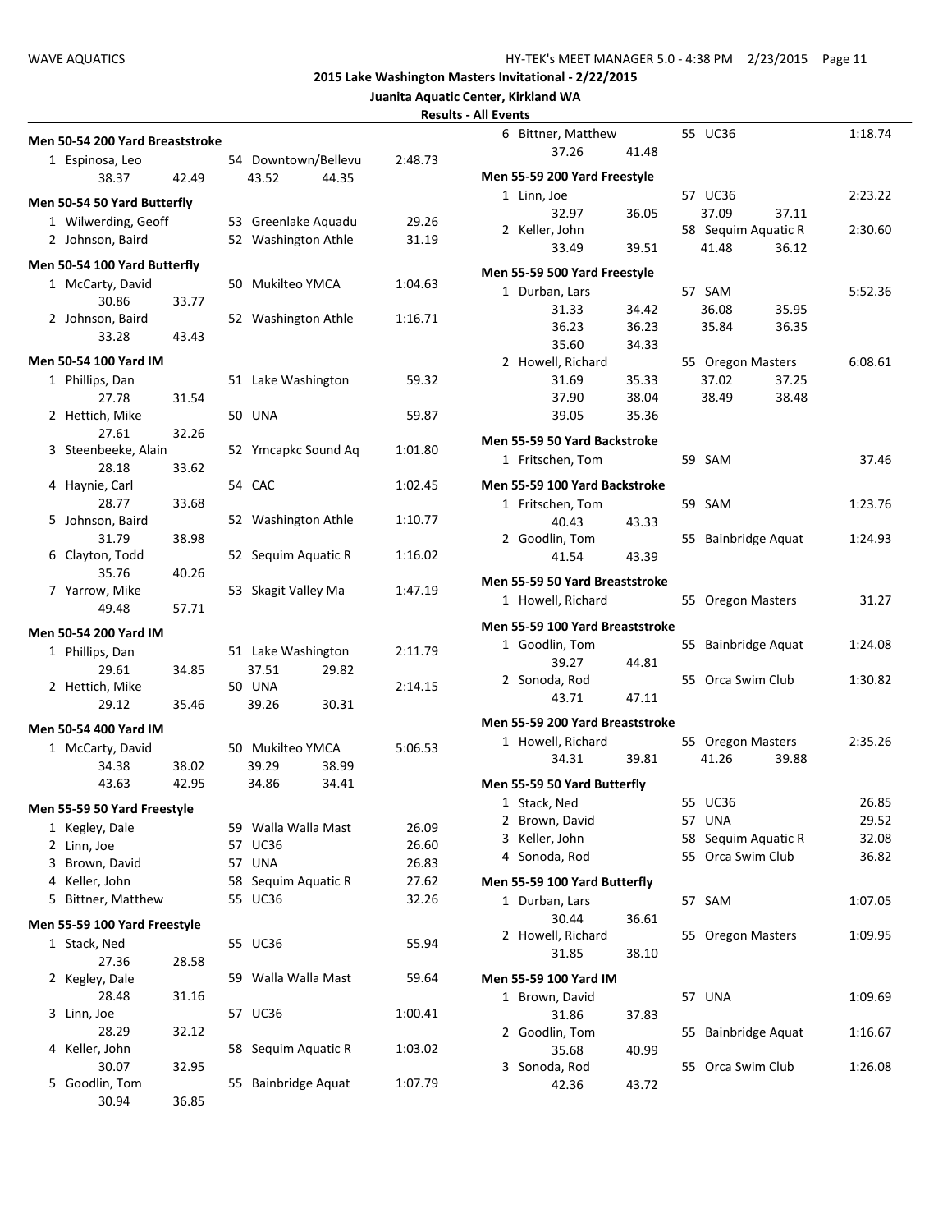2015 Lake Washington Masters Invitational - 2/22/2015

Juanita Aquatic Center, Kirkland WA

Results - All Events

### Men 50-54 200 Yard Breaststroke

| Place | Name | Age | Team | Time |
|---|---|---|---|---|
| 1 | Espinosa, Leo | 54 | Downtown/Bellevu | 2:48.73 |
| | 38.37 42.49 43.52 44.35 | | | |

### Men 50-54 50 Yard Butterfly

| Place | Name | Age | Team | Time |
|---|---|---|---|---|
| 1 | Wilwerding, Geoff | 53 | Greenlake Aquadu | 29.26 |
| 2 | Johnson, Baird | 52 | Washington Athle | 31.19 |

### Men 50-54 100 Yard Butterfly

| Place | Name | Age | Team | Time |
|---|---|---|---|---|
| 1 | McCarty, David | 50 | Mukilteo YMCA | 1:04.63 |
| | 30.86 33.77 | | | |
| 2 | Johnson, Baird | 52 | Washington Athle | 1:16.71 |
| | 33.28 43.43 | | | |

### Men 50-54 100 Yard IM

| Place | Name | Age | Team | Time |
|---|---|---|---|---|
| 1 | Phillips, Dan | 51 | Lake Washington | 59.32 |
| | 27.78 31.54 | | | |
| 2 | Hettich, Mike | 50 | UNA | 59.87 |
| | 27.61 32.26 | | | |
| 3 | Steenbeeke, Alain | 52 | Ymcapkc Sound Aq | 1:01.80 |
| | 28.18 33.62 | | | |
| 4 | Haynie, Carl | 54 | CAC | 1:02.45 |
| | 28.77 33.68 | | | |
| 5 | Johnson, Baird | 52 | Washington Athle | 1:10.77 |
| | 31.79 38.98 | | | |
| 6 | Clayton, Todd | 52 | Sequim Aquatic R | 1:16.02 |
| | 35.76 40.26 | | | |
| 7 | Yarrow, Mike | 53 | Skagit Valley Ma | 1:47.19 |
| | 49.48 57.71 | | | |

### Men 50-54 200 Yard IM

| Place | Name | Age | Team | Time |
|---|---|---|---|---|
| 1 | Phillips, Dan | 51 | Lake Washington | 2:11.79 |
| | 29.61 34.85 37.51 29.82 | | | |
| 2 | Hettich, Mike | 50 | UNA | 2:14.15 |
| | 29.12 35.46 39.26 30.31 | | | |

### Men 50-54 400 Yard IM

| Place | Name | Age | Team | Time |
|---|---|---|---|---|
| 1 | McCarty, David | 50 | Mukilteo YMCA | 5:06.53 |
| | 34.38 38.02 39.29 38.99 | | | |
| | 43.63 42.95 34.86 34.41 | | | |

### Men 55-59 50 Yard Freestyle

| Place | Name | Age | Team | Time |
|---|---|---|---|---|
| 1 | Kegley, Dale | 59 | Walla Walla Mast | 26.09 |
| 2 | Linn, Joe | 57 | UC36 | 26.60 |
| 3 | Brown, David | 57 | UNA | 26.83 |
| 4 | Keller, John | 58 | Sequim Aquatic R | 27.62 |
| 5 | Bittner, Matthew | 55 | UC36 | 32.26 |

### Men 55-59 100 Yard Freestyle

| Place | Name | Age | Team | Time |
|---|---|---|---|---|
| 1 | Stack, Ned | 55 | UC36 | 55.94 |
| | 27.36 28.58 | | | |
| 2 | Kegley, Dale | 59 | Walla Walla Mast | 59.64 |
| | 28.48 31.16 | | | |
| 3 | Linn, Joe | 57 | UC36 | 1:00.41 |
| | 28.29 32.12 | | | |
| 4 | Keller, John | 58 | Sequim Aquatic R | 1:03.02 |
| | 30.07 32.95 | | | |
| 5 | Goodlin, Tom | 55 | Bainbridge Aquat | 1:07.79 |
| | 30.94 36.85 | | | |
| 6 | Bittner, Matthew | 55 | UC36 | 1:18.74 |
| | 37.26 41.48 | | | |

### Men 55-59 200 Yard Freestyle

| Place | Name | Age | Team | Time |
|---|---|---|---|---|
| 1 | Linn, Joe | 57 | UC36 | 2:23.22 |
| | 32.97 36.05 37.09 37.11 | | | |
| 2 | Keller, John | 58 | Sequim Aquatic R | 2:30.60 |
| | 33.49 39.51 41.48 36.12 | | | |

### Men 55-59 500 Yard Freestyle

| Place | Name | Age | Team | Time |
|---|---|---|---|---|
| 1 | Durban, Lars | 57 | SAM | 5:52.36 |
| | 31.33 34.42 36.08 35.95 | | | |
| | 36.23 36.23 35.84 36.35 | | | |
| | 35.60 34.33 | | | |
| 2 | Howell, Richard | 55 | Oregon Masters | 6:08.61 |
| | 31.69 35.33 37.02 37.25 | | | |
| | 37.90 38.04 38.49 38.48 | | | |
| | 39.05 35.36 | | | |

### Men 55-59 50 Yard Backstroke

| Place | Name | Age | Team | Time |
|---|---|---|---|---|
| 1 | Fritschen, Tom | 59 | SAM | 37.46 |

### Men 55-59 100 Yard Backstroke

| Place | Name | Age | Team | Time |
|---|---|---|---|---|
| 1 | Fritschen, Tom | 59 | SAM | 1:23.76 |
| | 40.43 43.33 | | | |
| 2 | Goodlin, Tom | 55 | Bainbridge Aquat | 1:24.93 |
| | 41.54 43.39 | | | |

### Men 55-59 50 Yard Breaststroke

| Place | Name | Age | Team | Time |
|---|---|---|---|---|
| 1 | Howell, Richard | 55 | Oregon Masters | 31.27 |

### Men 55-59 100 Yard Breaststroke

| Place | Name | Age | Team | Time |
|---|---|---|---|---|
| 1 | Goodlin, Tom | 55 | Bainbridge Aquat | 1:24.08 |
| | 39.27 44.81 | | | |
| 2 | Sonoda, Rod | 55 | Orca Swim Club | 1:30.82 |
| | 43.71 47.11 | | | |

### Men 55-59 200 Yard Breaststroke

| Place | Name | Age | Team | Time |
|---|---|---|---|---|
| 1 | Howell, Richard | 55 | Oregon Masters | 2:35.26 |
| | 34.31 39.81 41.26 39.88 | | | |

### Men 55-59 50 Yard Butterfly

| Place | Name | Age | Team | Time |
|---|---|---|---|---|
| 1 | Stack, Ned | 55 | UC36 | 26.85 |
| 2 | Brown, David | 57 | UNA | 29.52 |
| 3 | Keller, John | 58 | Sequim Aquatic R | 32.08 |
| 4 | Sonoda, Rod | 55 | Orca Swim Club | 36.82 |

### Men 55-59 100 Yard Butterfly

| Place | Name | Age | Team | Time |
|---|---|---|---|---|
| 1 | Durban, Lars | 57 | SAM | 1:07.05 |
| | 30.44 36.61 | | | |
| 2 | Howell, Richard | 55 | Oregon Masters | 1:09.95 |
| | 31.85 38.10 | | | |

### Men 55-59 100 Yard IM

| Place | Name | Age | Team | Time |
|---|---|---|---|---|
| 1 | Brown, David | 57 | UNA | 1:09.69 |
| | 31.86 37.83 | | | |
| 2 | Goodlin, Tom | 55 | Bainbridge Aquat | 1:16.67 |
| | 35.68 40.99 | | | |
| 3 | Sonoda, Rod | 55 | Orca Swim Club | 1:26.08 |
| | 42.36 43.72 | | | |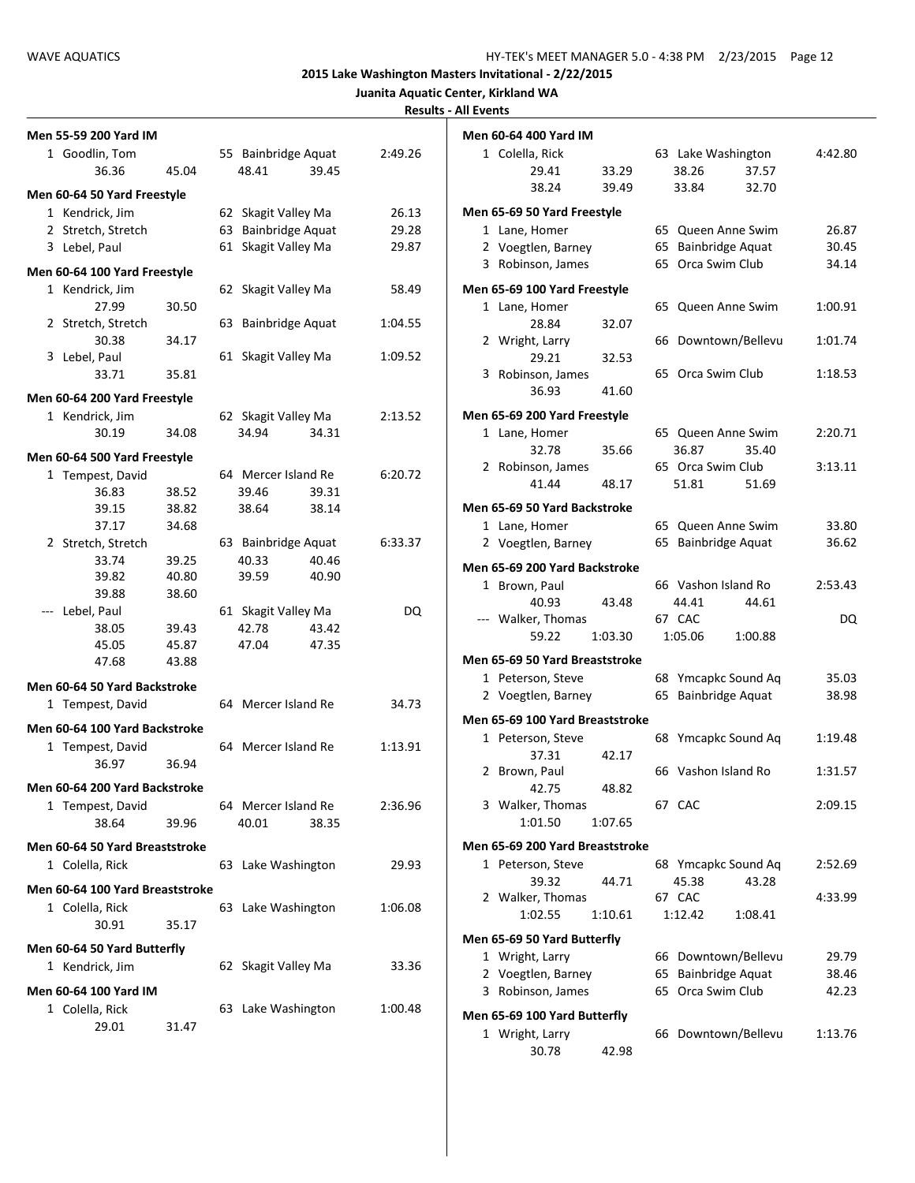### Men 55-59 200 Yard IM

| Place | Name | Age | Team | Time |
|---|---|---|---|---|
| 1 | Goodlin, Tom | 55 | Bainbridge Aquat | 2:49.26 |
| | 36.36 | 45.04 | 48.41 | 39.45 |

### Men 60-64 50 Yard Freestyle

| Place | Name | Age | Team | Time |
|---|---|---|---|---|
| 1 | Kendrick, Jim | 62 | Skagit Valley Ma | 26.13 |
| 2 | Stretch, Stretch | 63 | Bainbridge Aquat | 29.28 |
| 3 | Lebel, Paul | 61 | Skagit Valley Ma | 29.87 |

### Men 60-64 100 Yard Freestyle

| Place | Name | Age | Team | Time |
|---|---|---|---|---|
| 1 | Kendrick, Jim | 62 | Skagit Valley Ma | 58.49 |
| | 27.99 | 30.50 | | |
| 2 | Stretch, Stretch | 63 | Bainbridge Aquat | 1:04.55 |
| | 30.38 | 34.17 | | |
| 3 | Lebel, Paul | 61 | Skagit Valley Ma | 1:09.52 |
| | 33.71 | 35.81 | | |

### Men 60-64 200 Yard Freestyle

| Place | Name | Age | Team | Time |
|---|---|---|---|---|
| 1 | Kendrick, Jim | 62 | Skagit Valley Ma | 2:13.52 |
| | 30.19 | 34.08 | 34.94 | 34.31 |

### Men 60-64 500 Yard Freestyle

| Place | Name | Age | Team | Time |
|---|---|---|---|---|
| 1 | Tempest, David | 64 | Mercer Island Re | 6:20.72 |
| | 36.83 | 38.52 | 39.46 | 39.31 |
| | 39.15 | 38.82 | 38.64 | 38.14 |
| | 37.17 | 34.68 | | |
| 2 | Stretch, Stretch | 63 | Bainbridge Aquat | 6:33.37 |
| | 33.74 | 39.25 | 40.33 | 40.46 |
| | 39.82 | 40.80 | 39.59 | 40.90 |
| | 39.88 | 38.60 | | |
| --- | Lebel, Paul | 61 | Skagit Valley Ma | DQ |
| | 38.05 | 39.43 | 42.78 | 43.42 |
| | 45.05 | 45.87 | 47.04 | 47.35 |
| | 47.68 | 43.88 | | |

### Men 60-64 50 Yard Backstroke

| Place | Name | Age | Team | Time |
|---|---|---|---|---|
| 1 | Tempest, David | 64 | Mercer Island Re | 34.73 |

### Men 60-64 100 Yard Backstroke

| Place | Name | Age | Team | Time |
|---|---|---|---|---|
| 1 | Tempest, David | 64 | Mercer Island Re | 1:13.91 |
| | 36.97 | 36.94 | | |

### Men 60-64 200 Yard Backstroke

| Place | Name | Age | Team | Time |
|---|---|---|---|---|
| 1 | Tempest, David | 64 | Mercer Island Re | 2:36.96 |
| | 38.64 | 39.96 | 40.01 | 38.35 |

### Men 60-64 50 Yard Breaststroke

| Place | Name | Age | Team | Time |
|---|---|---|---|---|
| 1 | Colella, Rick | 63 | Lake Washington | 29.93 |

### Men 60-64 100 Yard Breaststroke

| Place | Name | Age | Team | Time |
|---|---|---|---|---|
| 1 | Colella, Rick | 63 | Lake Washington | 1:06.08 |
| | 30.91 | 35.17 | | |

### Men 60-64 50 Yard Butterfly

| Place | Name | Age | Team | Time |
|---|---|---|---|---|
| 1 | Kendrick, Jim | 62 | Skagit Valley Ma | 33.36 |

### Men 60-64 100 Yard IM

| Place | Name | Age | Team | Time |
|---|---|---|---|---|
| 1 | Colella, Rick | 63 | Lake Washington | 1:00.48 |
| | 29.01 | 31.47 | | |

### Men 60-64 400 Yard IM

| Place | Name | Age | Team | Time |
|---|---|---|---|---|
| 1 | Colella, Rick | 63 | Lake Washington | 4:42.80 |
| | 29.41 | 33.29 | 38.26 | 37.57 |
| | 38.24 | 39.49 | 33.84 | 32.70 |

### Men 65-69 50 Yard Freestyle

| Place | Name | Age | Team | Time |
|---|---|---|---|---|
| 1 | Lane, Homer | 65 | Queen Anne Swim | 26.87 |
| 2 | Voegtlen, Barney | 65 | Bainbridge Aquat | 30.45 |
| 3 | Robinson, James | 65 | Orca Swim Club | 34.14 |

### Men 65-69 100 Yard Freestyle

| Place | Name | Age | Team | Time |
|---|---|---|---|---|
| 1 | Lane, Homer | 65 | Queen Anne Swim | 1:00.91 |
| | 28.84 | 32.07 | | |
| 2 | Wright, Larry | 66 | Downtown/Bellevu | 1:01.74 |
| | 29.21 | 32.53 | | |
| 3 | Robinson, James | 65 | Orca Swim Club | 1:18.53 |
| | 36.93 | 41.60 | | |

### Men 65-69 200 Yard Freestyle

| Place | Name | Age | Team | Time |
|---|---|---|---|---|
| 1 | Lane, Homer | 65 | Queen Anne Swim | 2:20.71 |
| | 32.78 | 35.66 | 36.87 | 35.40 |
| 2 | Robinson, James | 65 | Orca Swim Club | 3:13.11 |
| | 41.44 | 48.17 | 51.81 | 51.69 |

### Men 65-69 50 Yard Backstroke

| Place | Name | Age | Team | Time |
|---|---|---|---|---|
| 1 | Lane, Homer | 65 | Queen Anne Swim | 33.80 |
| 2 | Voegtlen, Barney | 65 | Bainbridge Aquat | 36.62 |

### Men 65-69 200 Yard Backstroke

| Place | Name | Age | Team | Time |
|---|---|---|---|---|
| 1 | Brown, Paul | 66 | Vashon Island Ro | 2:53.43 |
| | 40.93 | 43.48 | 44.41 | 44.61 |
| --- | Walker, Thomas | 67 | CAC | DQ |
| | 59.22 | 1:03.30 | 1:05.06 | 1:00.88 |

### Men 65-69 50 Yard Breaststroke

| Place | Name | Age | Team | Time |
|---|---|---|---|---|
| 1 | Peterson, Steve | 68 | Ymcapkc Sound Aq | 35.03 |
| 2 | Voegtlen, Barney | 65 | Bainbridge Aquat | 38.98 |

### Men 65-69 100 Yard Breaststroke

| Place | Name | Age | Team | Time |
|---|---|---|---|---|
| 1 | Peterson, Steve | 68 | Ymcapkc Sound Aq | 1:19.48 |
| | 37.31 | 42.17 | | |
| 2 | Brown, Paul | 66 | Vashon Island Ro | 1:31.57 |
| | 42.75 | 48.82 | | |
| 3 | Walker, Thomas | 67 | CAC | 2:09.15 |
| | 1:01.50 | 1:07.65 | | |

### Men 65-69 200 Yard Breaststroke

| Place | Name | Age | Team | Time |
|---|---|---|---|---|
| 1 | Peterson, Steve | 68 | Ymcapkc Sound Aq | 2:52.69 |
| | 39.32 | 44.71 | 45.38 | 43.28 |
| 2 | Walker, Thomas | 67 | CAC | 4:33.99 |
| | 1:02.55 | 1:10.61 | 1:12.42 | 1:08.41 |

### Men 65-69 50 Yard Butterfly

| Place | Name | Age | Team | Time |
|---|---|---|---|---|
| 1 | Wright, Larry | 66 | Downtown/Bellevu | 29.79 |
| 2 | Voegtlen, Barney | 65 | Bainbridge Aquat | 38.46 |
| 3 | Robinson, James | 65 | Orca Swim Club | 42.23 |

### Men 65-69 100 Yard Butterfly

| Place | Name | Age | Team | Time |
|---|---|---|---|---|
| 1 | Wright, Larry | 66 | Downtown/Bellevu | 1:13.76 |
| | 30.78 | 42.98 | | |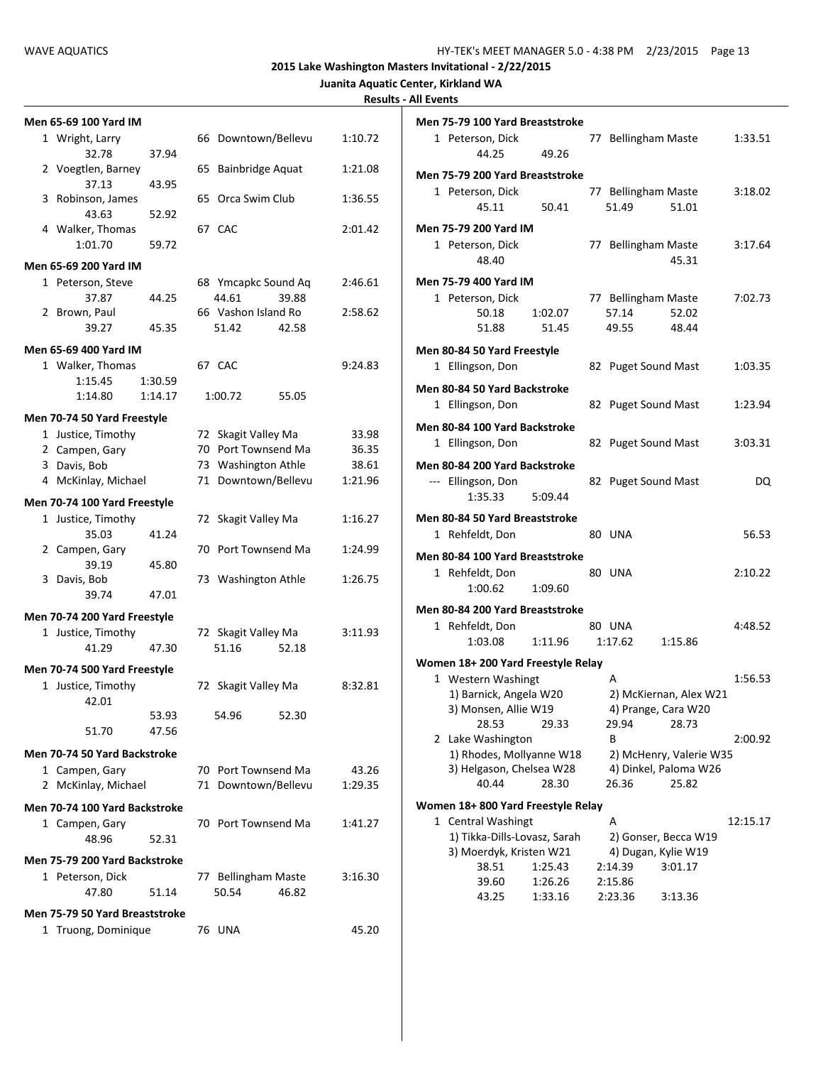**2015 Lake Washington Masters Invitational - 2/22/2015**

**Juanita Aquatic Center, Kirkland WA**

**Results - All Events**

### Men 65-69 100 Yard IM

1 Wright, Larry 66 Downtown/Bellevu 1:10.72
32.78 37.94

2 Voegtlen, Barney 65 Bainbridge Aquat 1:21.08
37.13 43.95

3 Robinson, James 65 Orca Swim Club 1:36.55
43.63 52.92

4 Walker, Thomas 67 CAC 2:01.42
1:01.70 59.72

### Men 65-69 200 Yard IM

1 Peterson, Steve 68 Ymcapkc Sound Aq 2:46.61
37.87 44.25 44.61 39.88

2 Brown, Paul 66 Vashon Island Ro 2:58.62
39.27 45.35 51.42 42.58

### Men 65-69 400 Yard IM

1 Walker, Thomas 67 CAC 9:24.83
1:15.45 1:30.59
1:14.80 1:14.17 1:00.72 55.05

### Men 70-74 50 Yard Freestyle

1 Justice, Timothy 72 Skagit Valley Ma 33.98
2 Campen, Gary 70 Port Townsend Ma 36.35
3 Davis, Bob 73 Washington Athle 38.61
4 McKinlay, Michael 71 Downtown/Bellevu 1:21.96

### Men 70-74 100 Yard Freestyle

1 Justice, Timothy 72 Skagit Valley Ma 1:16.27
35.03 41.24

2 Campen, Gary 70 Port Townsend Ma 1:24.99
39.19 45.80

3 Davis, Bob 73 Washington Athle 1:26.75
39.74 47.01

### Men 70-74 200 Yard Freestyle

1 Justice, Timothy 72 Skagit Valley Ma 3:11.93
41.29 47.30 51.16 52.18

### Men 70-74 500 Yard Freestyle

1 Justice, Timothy 72 Skagit Valley Ma 8:32.81
42.01
53.93 54.96 52.30
51.70 47.56

### Men 70-74 50 Yard Backstroke

1 Campen, Gary 70 Port Townsend Ma 43.26
2 McKinlay, Michael 71 Downtown/Bellevu 1:29.35

### Men 70-74 100 Yard Backstroke

1 Campen, Gary 70 Port Townsend Ma 1:41.27
48.96 52.31

### Men 75-79 200 Yard Backstroke

1 Peterson, Dick 77 Bellingham Maste 3:16.30
47.80 51.14 50.54 46.82

### Men 75-79 50 Yard Breaststroke

1 Truong, Dominique 76 UNA 45.20

### Men 75-79 100 Yard Breaststroke

1 Peterson, Dick 77 Bellingham Maste 1:33.51
44.25 49.26

### Men 75-79 200 Yard Breaststroke

1 Peterson, Dick 77 Bellingham Maste 3:18.02
45.11 50.41 51.49 51.01

### Men 75-79 200 Yard IM

1 Peterson, Dick 77 Bellingham Maste 3:17.64
48.40 45.31

### Men 75-79 400 Yard IM

1 Peterson, Dick 77 Bellingham Maste 7:02.73
50.18 1:02.07 57.14 52.02
51.88 51.45 49.55 48.44

### Men 80-84 50 Yard Freestyle

1 Ellingson, Don 82 Puget Sound Mast 1:03.35

### Men 80-84 50 Yard Backstroke

1 Ellingson, Don 82 Puget Sound Mast 1:23.94

### Men 80-84 100 Yard Backstroke

1 Ellingson, Don 82 Puget Sound Mast 3:03.31

### Men 80-84 200 Yard Backstroke

--- Ellingson, Don 82 Puget Sound Mast DQ
1:35.33 5:09.44

### Men 80-84 50 Yard Breaststroke

1 Rehfeldt, Don 80 UNA 56.53

### Men 80-84 100 Yard Breaststroke

1 Rehfeldt, Don 80 UNA 2:10.22
1:00.62 1:09.60

### Men 80-84 200 Yard Breaststroke

1 Rehfeldt, Don 80 UNA 4:48.52
1:03.08 1:11.96 1:17.62 1:15.86

### Women 18+ 200 Yard Freestyle Relay

1 Western Washingt A 1:56.53
1) Barnick, Angela W20 2) McKiernan, Alex W21
3) Monsen, Allie W19 4) Prange, Cara W20
28.53 29.33 29.94 28.73

2 Lake Washington B 2:00.92
1) Rhodes, Mollyanne W18 2) McHenry, Valerie W35
3) Helgason, Chelsea W28 4) Dinkel, Paloma W26
40.44 28.30 26.36 25.82

### Women 18+ 800 Yard Freestyle Relay

1 Central Washingt A 12:15.17
1) Tikka-Dills-Lovasz, Sarah 2) Gonser, Becca W19
3) Moerdyk, Kristen W21 4) Dugan, Kylie W19
38.51 1:25.43 2:14.39 3:01.17
39.60 1:26.26 2:15.86
43.25 1:33.16 2:23.36 3:13.36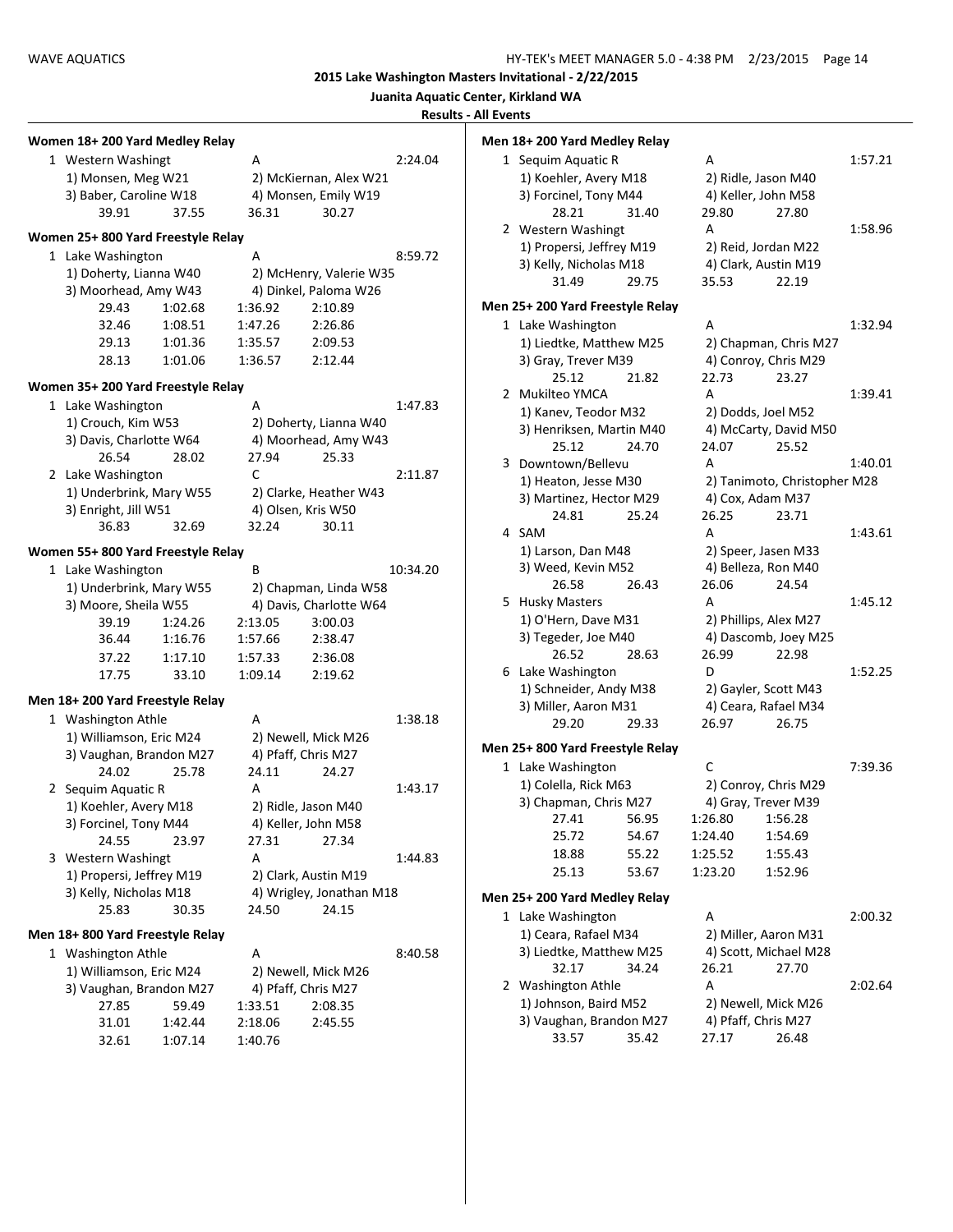## 2015 Lake Washington Masters Invitational - 2/22/2015

**Juanita Aquatic Center, Kirkland WA**

**Results - All Events**

### Women 18+ 200 Yard Medley Relay

1 Western Washingt — A — 2:24.04
- 1) Monsen, Meg W21 — 2) McKiernan, Alex W21
- 3) Baber, Caroline W18 — 4) Monsen, Emily W19
- 39.91 37.55 36.31 30.27

### Women 25+ 800 Yard Freestyle Relay

1 Lake Washington — A — 8:59.72
- 1) Doherty, Lianna W40 — 2) McHenry, Valerie W35
- 3) Moorhead, Amy W43 — 4) Dinkel, Paloma W26
- 29.43 1:02.68 1:36.92 2:10.89
- 32.46 1:08.51 1:47.26 2:26.86
- 29.13 1:01.36 1:35.57 2:09.53
- 28.13 1:01.06 1:36.57 2:12.44

### Women 35+ 200 Yard Freestyle Relay

1 Lake Washington — A — 1:47.83
- 1) Crouch, Kim W53 — 2) Doherty, Lianna W40
- 3) Davis, Charlotte W64 — 4) Moorhead, Amy W43
- 26.54 28.02 27.94 25.33

2 Lake Washington — C — 2:11.87
- 1) Underbrink, Mary W55 — 2) Clarke, Heather W43
- 3) Enright, Jill W51 — 4) Olsen, Kris W50
- 36.83 32.69 32.24 30.11

### Women 55+ 800 Yard Freestyle Relay

1 Lake Washington — B — 10:34.20
- 1) Underbrink, Mary W55 — 2) Chapman, Linda W58
- 3) Moore, Sheila W55 — 4) Davis, Charlotte W64
- 39.19 1:24.26 2:13.05 3:00.03
- 36.44 1:16.76 1:57.66 2:38.47
- 37.22 1:17.10 1:57.33 2:36.08
- 17.75 33.10 1:09.14 2:19.62

### Men 18+ 200 Yard Freestyle Relay

1 Washington Athle — A — 1:38.18
- 1) Williamson, Eric M24 — 2) Newell, Mick M26
- 3) Vaughan, Brandon M27 — 4) Pfaff, Chris M27
- 24.02 25.78 24.11 24.27

2 Sequim Aquatic R — A — 1:43.17
- 1) Koehler, Avery M18 — 2) Ridle, Jason M40
- 3) Forcinel, Tony M44 — 4) Keller, John M58
- 24.55 23.97 27.31 27.34

3 Western Washingt — A — 1:44.83
- 1) Propersi, Jeffrey M19 — 2) Clark, Austin M19
- 3) Kelly, Nicholas M18 — 4) Wrigley, Jonathan M18
- 25.83 30.35 24.50 24.15

### Men 18+ 800 Yard Freestyle Relay

1 Washington Athle — A — 8:40.58
- 1) Williamson, Eric M24 — 2) Newell, Mick M26
- 3) Vaughan, Brandon M27 — 4) Pfaff, Chris M27
- 27.85 59.49 1:33.51 2:08.35
- 31.01 1:42.44 2:18.06 2:45.55
- 32.61 1:07.14 1:40.76

### Men 18+ 200 Yard Medley Relay

1 Sequim Aquatic R — A — 1:57.21
- 1) Koehler, Avery M18 — 2) Ridle, Jason M40
- 3) Forcinel, Tony M44 — 4) Keller, John M58
- 28.21 31.40 29.80 27.80

2 Western Washingt — A — 1:58.96
- 1) Propersi, Jeffrey M19 — 2) Reid, Jordan M22
- 3) Kelly, Nicholas M18 — 4) Clark, Austin M19
- 31.49 29.75 35.53 22.19

### Men 25+ 200 Yard Freestyle Relay

1 Lake Washington — A — 1:32.94
- 1) Liedtke, Matthew M25 — 2) Chapman, Chris M27
- 3) Gray, Trever M39 — 4) Conroy, Chris M29
- 25.12 21.82 22.73 23.27

2 Mukilteo YMCA — A — 1:39.41
- 1) Kanev, Teodor M32 — 2) Dodds, Joel M52
- 3) Henriksen, Martin M40 — 4) McCarty, David M50
- 25.12 24.70 24.07 25.52

3 Downtown/Bellevu — A — 1:40.01
- 1) Heaton, Jesse M30 — 2) Tanimoto, Christopher M28
- 3) Martinez, Hector M29 — 4) Cox, Adam M37
- 24.81 25.24 26.25 23.71

4 SAM — A — 1:43.61
- 1) Larson, Dan M48 — 2) Speer, Jasen M33
- 3) Weed, Kevin M52 — 4) Belleza, Ron M40
- 26.58 26.43 26.06 24.54

5 Husky Masters — A — 1:45.12
- 1) O'Hern, Dave M31 — 2) Phillips, Alex M27
- 3) Tegeder, Joe M40 — 4) Dascomb, Joey M25
- 26.52 28.63 26.99 22.98

6 Lake Washington — D — 1:52.25
- 1) Schneider, Andy M38 — 2) Gayler, Scott M43
- 3) Miller, Aaron M31 — 4) Ceara, Rafael M34
- 29.20 29.33 26.97 26.75

### Men 25+ 800 Yard Freestyle Relay

1 Lake Washington — C — 7:39.36
- 1) Colella, Rick M63 — 2) Conroy, Chris M29
- 3) Chapman, Chris M27 — 4) Gray, Trever M39
- 27.41 56.95 1:26.80 1:56.28
- 25.72 54.67 1:24.40 1:54.69
- 18.88 55.22 1:25.52 1:55.43
- 25.13 53.67 1:23.20 1:52.96

### Men 25+ 200 Yard Medley Relay

1 Lake Washington — A — 2:00.32
- 1) Ceara, Rafael M34 — 2) Miller, Aaron M31
- 3) Liedtke, Matthew M25 — 4) Scott, Michael M28
- 32.17 34.24 26.21 27.70

2 Washington Athle — A — 2:02.64
- 1) Johnson, Baird M52 — 2) Newell, Mick M26
- 3) Vaughan, Brandon M27 — 4) Pfaff, Chris M27
- 33.57 35.42 27.17 26.48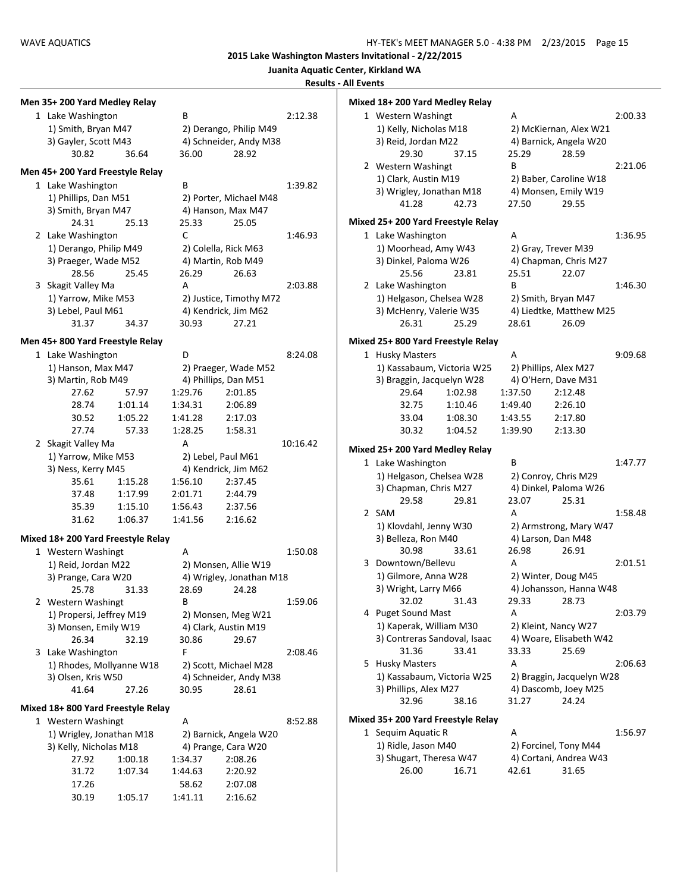2015 Lake Washington Masters Invitational - 2/22/2015

Juanita Aquatic Center, Kirkland WA

Results - All Events

### Men 35+ 200 Yard Medley Relay

1 Lake Washington — B — 2:12.38
- 1) Smith, Bryan M47 — 2) Derango, Philip M49
- 3) Gayler, Scott M43 — 4) Schneider, Andy M38
- 30.82 36.64 36.00 28.92

### Men 45+ 200 Yard Freestyle Relay

1 Lake Washington — B — 1:39.82
- 1) Phillips, Dan M51 — 2) Porter, Michael M48
- 3) Smith, Bryan M47 — 4) Hanson, Max M47
- 24.31 25.13 25.33 25.05

2 Lake Washington — C — 1:46.93
- 1) Derango, Philip M49 — 2) Colella, Rick M63
- 3) Praeger, Wade M52 — 4) Martin, Rob M49
- 28.56 25.45 26.29 26.63

3 Skagit Valley Ma — A — 2:03.88
- 1) Yarrow, Mike M53 — 2) Justice, Timothy M72
- 3) Lebel, Paul M61 — 4) Kendrick, Jim M62
- 31.37 34.37 30.93 27.21

### Men 45+ 800 Yard Freestyle Relay

1 Lake Washington — D — 8:24.08
- 1) Hanson, Max M47 — 2) Praeger, Wade M52
- 3) Martin, Rob M49 — 4) Phillips, Dan M51
- 27.62 57.97 1:29.76 2:01.85
- 28.74 1:01.14 1:34.31 2:06.89
- 30.52 1:05.22 1:41.28 2:17.03
- 27.74 57.33 1:28.25 1:58.31

2 Skagit Valley Ma — A — 10:16.42
- 1) Yarrow, Mike M53 — 2) Lebel, Paul M61
- 3) Ness, Kerry M45 — 4) Kendrick, Jim M62
- 35.61 1:15.28 1:56.10 2:37.45
- 37.48 1:17.99 2:01.71 2:44.79
- 35.39 1:15.10 1:56.43 2:37.56
- 31.62 1:06.37 1:41.56 2:16.62

### Mixed 18+ 200 Yard Freestyle Relay

1 Western Washingt — A — 1:50.08
- 1) Reid, Jordan M22 — 2) Monsen, Allie W19
- 3) Prange, Cara W20 — 4) Wrigley, Jonathan M18
- 25.78 31.33 28.69 24.28

2 Western Washingt — B — 1:59.06
- 1) Propersi, Jeffrey M19 — 2) Monsen, Meg W21
- 3) Monsen, Emily W19 — 4) Clark, Austin M19
- 26.34 32.19 30.86 29.67

3 Lake Washington — F — 2:08.46
- 1) Rhodes, Mollyanne W18 — 2) Scott, Michael M28
- 3) Olsen, Kris W50 — 4) Schneider, Andy M38
- 41.64 27.26 30.95 28.61

### Mixed 18+ 800 Yard Freestyle Relay

1 Western Washingt — A — 8:52.88
- 1) Wrigley, Jonathan M18 — 2) Barnick, Angela W20
- 3) Kelly, Nicholas M18 — 4) Prange, Cara W20
- 27.92 1:00.18 1:34.37 2:08.26
- 31.72 1:07.34 1:44.63 2:20.92
- 17.26 58.62 2:07.08
- 30.19 1:05.17 1:41.11 2:16.62

### Mixed 18+ 200 Yard Medley Relay

1 Western Washingt — A — 2:00.33
- 1) Kelly, Nicholas M18 — 2) McKiernan, Alex W21
- 3) Reid, Jordan M22 — 4) Barnick, Angela W20
- 29.30 37.15 25.29 28.59

2 Western Washingt — B — 2:21.06
- 1) Clark, Austin M19 — 2) Baber, Caroline W18
- 3) Wrigley, Jonathan M18 — 4) Monsen, Emily W19
- 41.28 42.73 27.50 29.55

### Mixed 25+ 200 Yard Freestyle Relay

1 Lake Washington — A — 1:36.95
- 1) Moorhead, Amy W43 — 2) Gray, Trever M39
- 3) Dinkel, Paloma W26 — 4) Chapman, Chris M27
- 25.56 23.81 25.51 22.07

2 Lake Washington — B — 1:46.30
- 1) Helgason, Chelsea W28 — 2) Smith, Bryan M47
- 3) McHenry, Valerie W35 — 4) Liedtke, Matthew M25
- 26.31 25.29 28.61 26.09

### Mixed 25+ 800 Yard Freestyle Relay

1 Husky Masters — A — 9:09.68
- 1) Kassabaum, Victoria W25 — 2) Phillips, Alex M27
- 3) Braggin, Jacquelyn W28 — 4) O'Hern, Dave M31
- 29.64 1:02.98 1:37.50 2:12.48
- 32.75 1:10.46 1:49.40 2:26.10
- 33.04 1:08.30 1:43.55 2:17.80
- 30.32 1:04.52 1:39.90 2:13.30

### Mixed 25+ 200 Yard Medley Relay

1 Lake Washington — B — 1:47.77
- 1) Helgason, Chelsea W28 — 2) Conroy, Chris M29
- 3) Chapman, Chris M27 — 4) Dinkel, Paloma W26
- 29.58 29.81 23.07 25.31

2 SAM — A — 1:58.48
- 1) Klovdahl, Jenny W30 — 2) Armstrong, Mary W47
- 3) Belleza, Ron M40 — 4) Larson, Dan M48
- 30.98 33.61 26.98 26.91

3 Downtown/Bellevu — A — 2:01.51
- 1) Gilmore, Anna W28 — 2) Winter, Doug M45
- 3) Wright, Larry M66 — 4) Johansson, Hanna W48
- 32.02 31.43 29.33 28.73

4 Puget Sound Mast — A — 2:03.79
- 1) Kaperak, William M30 — 2) Kleint, Nancy W27
- 3) Contreras Sandoval, Isaac — 4) Woare, Elisabeth W42
- 31.36 33.41 33.33 25.69

5 Husky Masters — A — 2:06.63
- 1) Kassabaum, Victoria W25 — 2) Braggin, Jacquelyn W28
- 3) Phillips, Alex M27 — 4) Dascomb, Joey M25
- 32.96 38.16 31.27 24.24

### Mixed 35+ 200 Yard Freestyle Relay

1 Sequim Aquatic R — A — 1:56.97
- 1) Ridle, Jason M40 — 2) Forcinel, Tony M44
- 3) Shugart, Theresa W47 — 4) Cortani, Andrea W43
- 26.00 16.71 42.61 31.65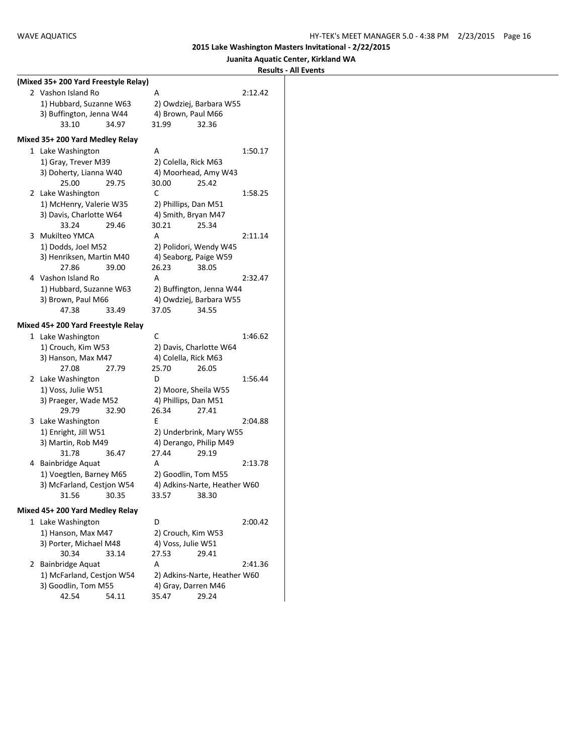**(Mixed 35+ 200 Yard Freestyle Relay)**

2 Vashon Island Ro — A — 2:12.42
1) Hubbard, Suzanne W63 2) Owdziej, Barbara W55
3) Buffington, Jenna W44 4) Brown, Paul M66
33.10 34.97 31.99 32.36

**Mixed 35+ 200 Yard Medley Relay**

1 Lake Washington — A — 1:50.17
1) Gray, Trever M39 2) Colella, Rick M63
3) Doherty, Lianna W40 4) Moorhead, Amy W43
25.00 29.75 30.00 25.42

2 Lake Washington — C — 1:58.25
1) McHenry, Valerie W35 2) Phillips, Dan M51
3) Davis, Charlotte W64 4) Smith, Bryan M47
33.24 29.46 30.21 25.34

3 Mukilteo YMCA — A — 2:11.14
1) Dodds, Joel M52 2) Polidori, Wendy W45
3) Henriksen, Martin M40 4) Seaborg, Paige W59
27.86 39.00 26.23 38.05

4 Vashon Island Ro — A — 2:32.47
1) Hubbard, Suzanne W63 2) Buffington, Jenna W44
3) Brown, Paul M66 4) Owdziej, Barbara W55
47.38 33.49 37.05 34.55

**Mixed 45+ 200 Yard Freestyle Relay**

1 Lake Washington — C — 1:46.62
1) Crouch, Kim W53 2) Davis, Charlotte W64
3) Hanson, Max M47 4) Colella, Rick M63
27.08 27.79 25.70 26.05

2 Lake Washington — D — 1:56.44
1) Voss, Julie W51 2) Moore, Sheila W55
3) Praeger, Wade M52 4) Phillips, Dan M51
29.79 32.90 26.34 27.41

3 Lake Washington — E — 2:04.88
1) Enright, Jill W51 2) Underbrink, Mary W55
3) Martin, Rob M49 4) Derango, Philip M49
31.78 36.47 27.44 29.19

4 Bainbridge Aquat — A — 2:13.78
1) Voegtlen, Barney M65 2) Goodlin, Tom M55
3) McFarland, Cestjon W54 4) Adkins-Narte, Heather W60
31.56 30.35 33.57 38.30

**Mixed 45+ 200 Yard Medley Relay**

1 Lake Washington — D — 2:00.42
1) Hanson, Max M47 2) Crouch, Kim W53
3) Porter, Michael M48 4) Voss, Julie W51
30.34 33.14 27.53 29.41

2 Bainbridge Aquat — A — 2:41.36
1) McFarland, Cestjon W54 2) Adkins-Narte, Heather W60
3) Goodlin, Tom M55 4) Gray, Darren M46
42.54 54.11 35.47 29.24